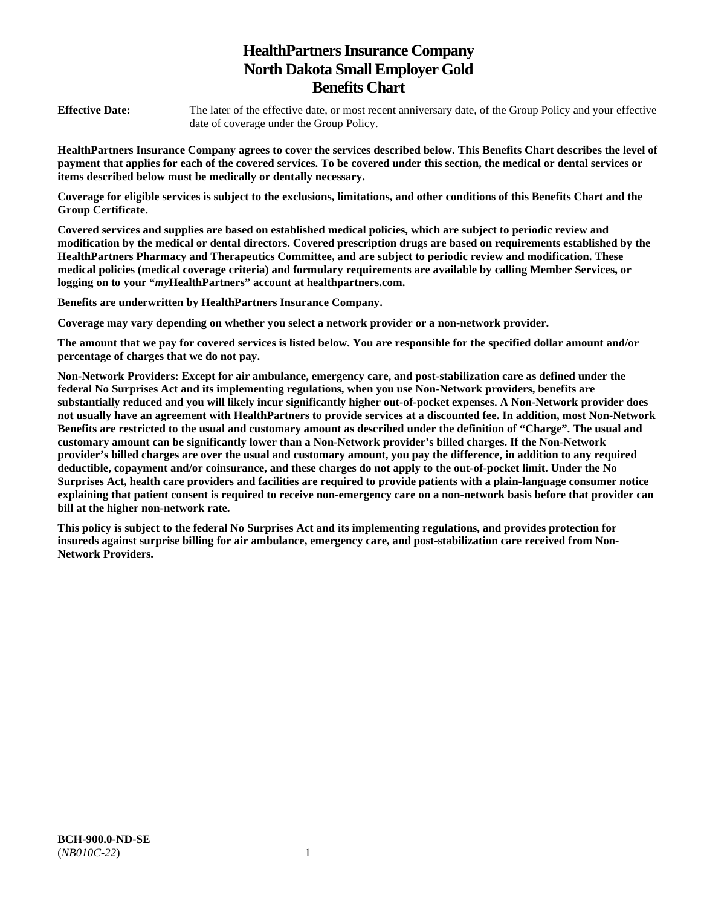# HealthPartners Insurance Company
# North Dakota Small Employer Gold
# Benefits Chart

**Effective Date:** The later of the effective date, or most recent anniversary date, of the Group Policy and your effective date of coverage under the Group Policy.

**HealthPartners Insurance Company agrees to cover the services described below. This Benefits Chart describes the level of payment that applies for each of the covered services. To be covered under this section, the medical or dental services or items described below must be medically or dentally necessary.**

**Coverage for eligible services is subject to the exclusions, limitations, and other conditions of this Benefits Chart and the Group Certificate.**

**Covered services and supplies are based on established medical policies, which are subject to periodic review and modification by the medical or dental directors. Covered prescription drugs are based on requirements established by the HealthPartners Pharmacy and Therapeutics Committee, and are subject to periodic review and modification. These medical policies (medical coverage criteria) and formulary requirements are available by calling Member Services, or logging on to your "*my*HealthPartners" account at healthpartners.com.**

**Benefits are underwritten by HealthPartners Insurance Company.**

**Coverage may vary depending on whether you select a network provider or a non-network provider.**

**The amount that we pay for covered services is listed below. You are responsible for the specified dollar amount and/or percentage of charges that we do not pay.**

**Non-Network Providers: Except for air ambulance, emergency care, and post-stabilization care as defined under the federal No Surprises Act and its implementing regulations, when you use Non-Network providers, benefits are substantially reduced and you will likely incur significantly higher out-of-pocket expenses. A Non-Network provider does not usually have an agreement with HealthPartners to provide services at a discounted fee. In addition, most Non-Network Benefits are restricted to the usual and customary amount as described under the definition of "Charge". The usual and customary amount can be significantly lower than a Non-Network provider's billed charges. If the Non-Network provider's billed charges are over the usual and customary amount, you pay the difference, in addition to any required deductible, copayment and/or coinsurance, and these charges do not apply to the out-of-pocket limit. Under the No Surprises Act, health care providers and facilities are required to provide patients with a plain-language consumer notice explaining that patient consent is required to receive non-emergency care on a non-network basis before that provider can bill at the higher non-network rate.**

**This policy is subject to the federal No Surprises Act and its implementing regulations, and provides protection for insureds against surprise billing for air ambulance, emergency care, and post-stabilization care received from Non-Network Providers.**

**BCH-900.0-ND-SE**
(*NB010C-22*)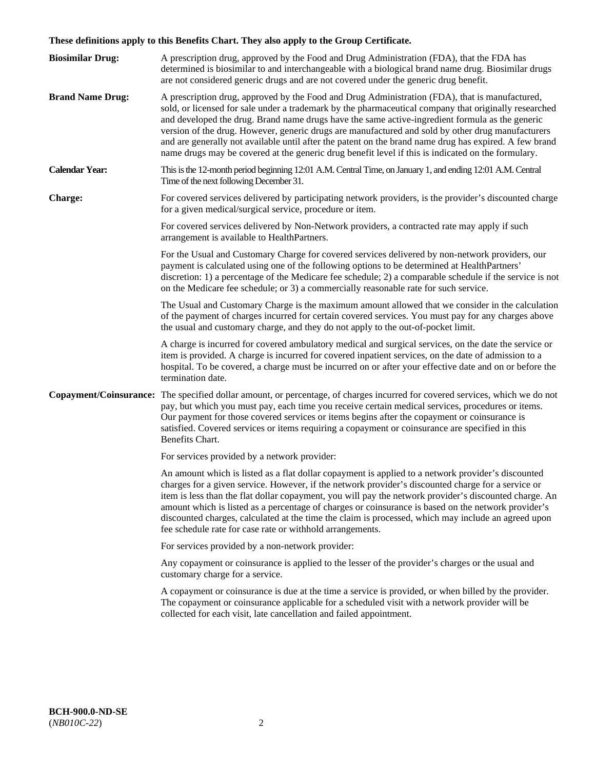**These definitions apply to this Benefits Chart. They also apply to the Group Certificate.**

**Biosimilar Drug:** A prescription drug, approved by the Food and Drug Administration (FDA), that the FDA has determined is biosimilar to and interchangeable with a biological brand name drug. Biosimilar drugs are not considered generic drugs and are not covered under the generic drug benefit.

**Brand Name Drug:** A prescription drug, approved by the Food and Drug Administration (FDA), that is manufactured, sold, or licensed for sale under a trademark by the pharmaceutical company that originally researched and developed the drug. Brand name drugs have the same active-ingredient formula as the generic version of the drug. However, generic drugs are manufactured and sold by other drug manufacturers and are generally not available until after the patent on the brand name drug has expired. A few brand name drugs may be covered at the generic drug benefit level if this is indicated on the formulary.

**Calendar Year:** This is the 12-month period beginning 12:01 A.M. Central Time, on January 1, and ending 12:01 A.M. Central Time of the next following December 31.

**Charge:** For covered services delivered by participating network providers, is the provider's discounted charge for a given medical/surgical service, procedure or item.

For covered services delivered by Non-Network providers, a contracted rate may apply if such arrangement is available to HealthPartners.

For the Usual and Customary Charge for covered services delivered by non-network providers, our payment is calculated using one of the following options to be determined at HealthPartners' discretion: 1) a percentage of the Medicare fee schedule; 2) a comparable schedule if the service is not on the Medicare fee schedule; or 3) a commercially reasonable rate for such service.

The Usual and Customary Charge is the maximum amount allowed that we consider in the calculation of the payment of charges incurred for certain covered services. You must pay for any charges above the usual and customary charge, and they do not apply to the out-of-pocket limit.

A charge is incurred for covered ambulatory medical and surgical services, on the date the service or item is provided. A charge is incurred for covered inpatient services, on the date of admission to a hospital. To be covered, a charge must be incurred on or after your effective date and on or before the termination date.

**Copayment/Coinsurance:** The specified dollar amount, or percentage, of charges incurred for covered services, which we do not pay, but which you must pay, each time you receive certain medical services, procedures or items. Our payment for those covered services or items begins after the copayment or coinsurance is satisfied. Covered services or items requiring a copayment or coinsurance are specified in this Benefits Chart.

For services provided by a network provider:

An amount which is listed as a flat dollar copayment is applied to a network provider's discounted charges for a given service. However, if the network provider's discounted charge for a service or item is less than the flat dollar copayment, you will pay the network provider's discounted charge. An amount which is listed as a percentage of charges or coinsurance is based on the network provider's discounted charges, calculated at the time the claim is processed, which may include an agreed upon fee schedule rate for case rate or withhold arrangements.

For services provided by a non-network provider:

Any copayment or coinsurance is applied to the lesser of the provider's charges or the usual and customary charge for a service.

A copayment or coinsurance is due at the time a service is provided, or when billed by the provider. The copayment or coinsurance applicable for a scheduled visit with a network provider will be collected for each visit, late cancellation and failed appointment.

**BCH-900.0-ND-SE**
(*NB010C-22*)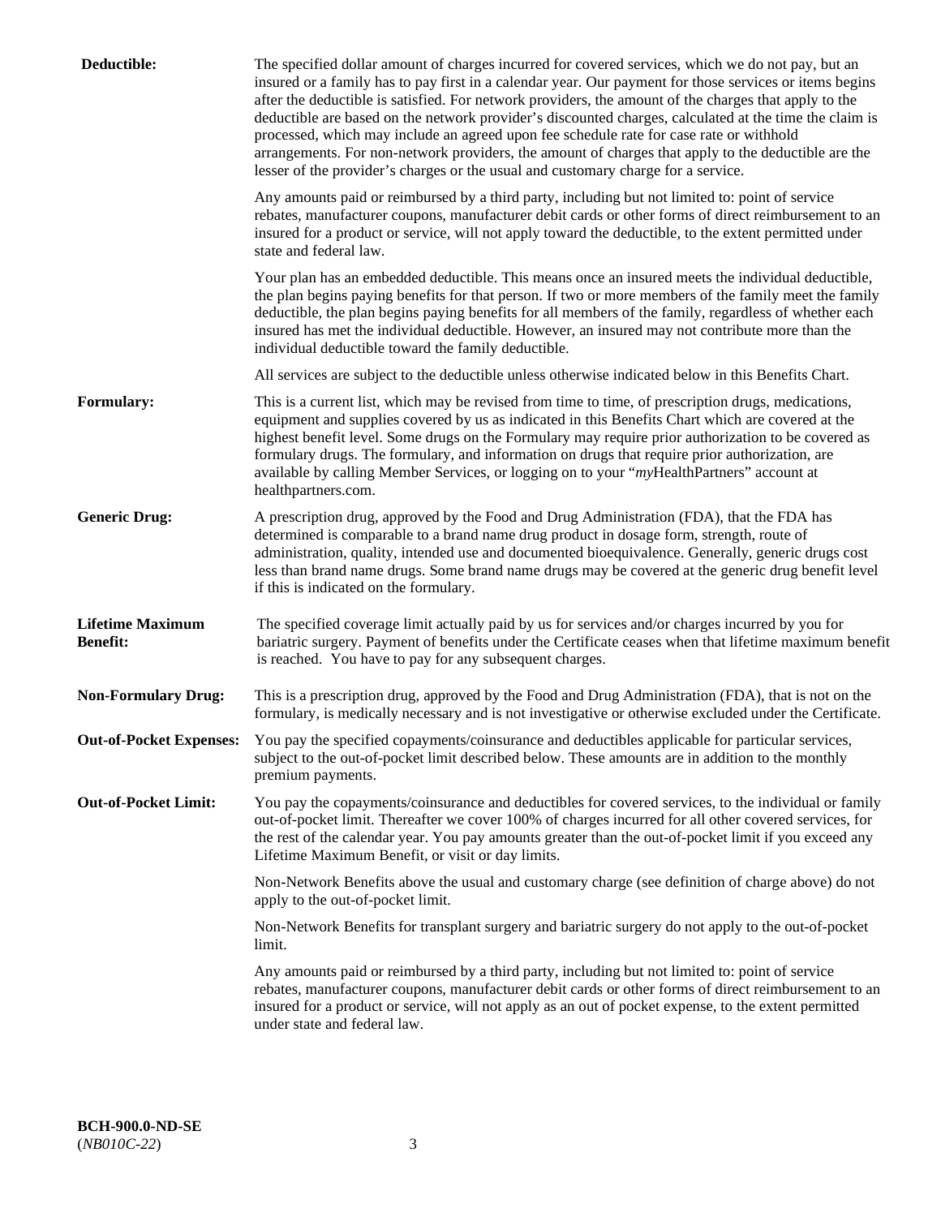**Deductible:** The specified dollar amount of charges incurred for covered services, which we do not pay, but an insured or a family has to pay first in a calendar year. Our payment for those services or items begins after the deductible is satisfied. For network providers, the amount of the charges that apply to the deductible are based on the network provider's discounted charges, calculated at the time the claim is processed, which may include an agreed upon fee schedule rate for case rate or withhold arrangements. For non-network providers, the amount of charges that apply to the deductible are the lesser of the provider's charges or the usual and customary charge for a service.

Any amounts paid or reimbursed by a third party, including but not limited to: point of service rebates, manufacturer coupons, manufacturer debit cards or other forms of direct reimbursement to an insured for a product or service, will not apply toward the deductible, to the extent permitted under state and federal law.

Your plan has an embedded deductible. This means once an insured meets the individual deductible, the plan begins paying benefits for that person. If two or more members of the family meet the family deductible, the plan begins paying benefits for all members of the family, regardless of whether each insured has met the individual deductible. However, an insured may not contribute more than the individual deductible toward the family deductible.

All services are subject to the deductible unless otherwise indicated below in this Benefits Chart.

**Formulary:** This is a current list, which may be revised from time to time, of prescription drugs, medications, equipment and supplies covered by us as indicated in this Benefits Chart which are covered at the highest benefit level. Some drugs on the Formulary may require prior authorization to be covered as formulary drugs. The formulary, and information on drugs that require prior authorization, are available by calling Member Services, or logging on to your "*my*HealthPartners" account at healthpartners.com.

**Generic Drug:** A prescription drug, approved by the Food and Drug Administration (FDA), that the FDA has determined is comparable to a brand name drug product in dosage form, strength, route of administration, quality, intended use and documented bioequivalence. Generally, generic drugs cost less than brand name drugs. Some brand name drugs may be covered at the generic drug benefit level if this is indicated on the formulary.

**Lifetime Maximum Benefit:** The specified coverage limit actually paid by us for services and/or charges incurred by you for bariatric surgery. Payment of benefits under the Certificate ceases when that lifetime maximum benefit is reached. You have to pay for any subsequent charges.

**Non-Formulary Drug:** This is a prescription drug, approved by the Food and Drug Administration (FDA), that is not on the formulary, is medically necessary and is not investigative or otherwise excluded under the Certificate.

**Out-of-Pocket Expenses:** You pay the specified copayments/coinsurance and deductibles applicable for particular services, subject to the out-of-pocket limit described below. These amounts are in addition to the monthly premium payments.

**Out-of-Pocket Limit:** You pay the copayments/coinsurance and deductibles for covered services, to the individual or family out-of-pocket limit. Thereafter we cover 100% of charges incurred for all other covered services, for the rest of the calendar year. You pay amounts greater than the out-of-pocket limit if you exceed any Lifetime Maximum Benefit, or visit or day limits.

Non-Network Benefits above the usual and customary charge (see definition of charge above) do not apply to the out-of-pocket limit.

Non-Network Benefits for transplant surgery and bariatric surgery do not apply to the out-of-pocket limit.

Any amounts paid or reimbursed by a third party, including but not limited to: point of service rebates, manufacturer coupons, manufacturer debit cards or other forms of direct reimbursement to an insured for a product or service, will not apply as an out of pocket expense, to the extent permitted under state and federal law.

**BCH-900.0-ND-SE**
(*NB010C-22*)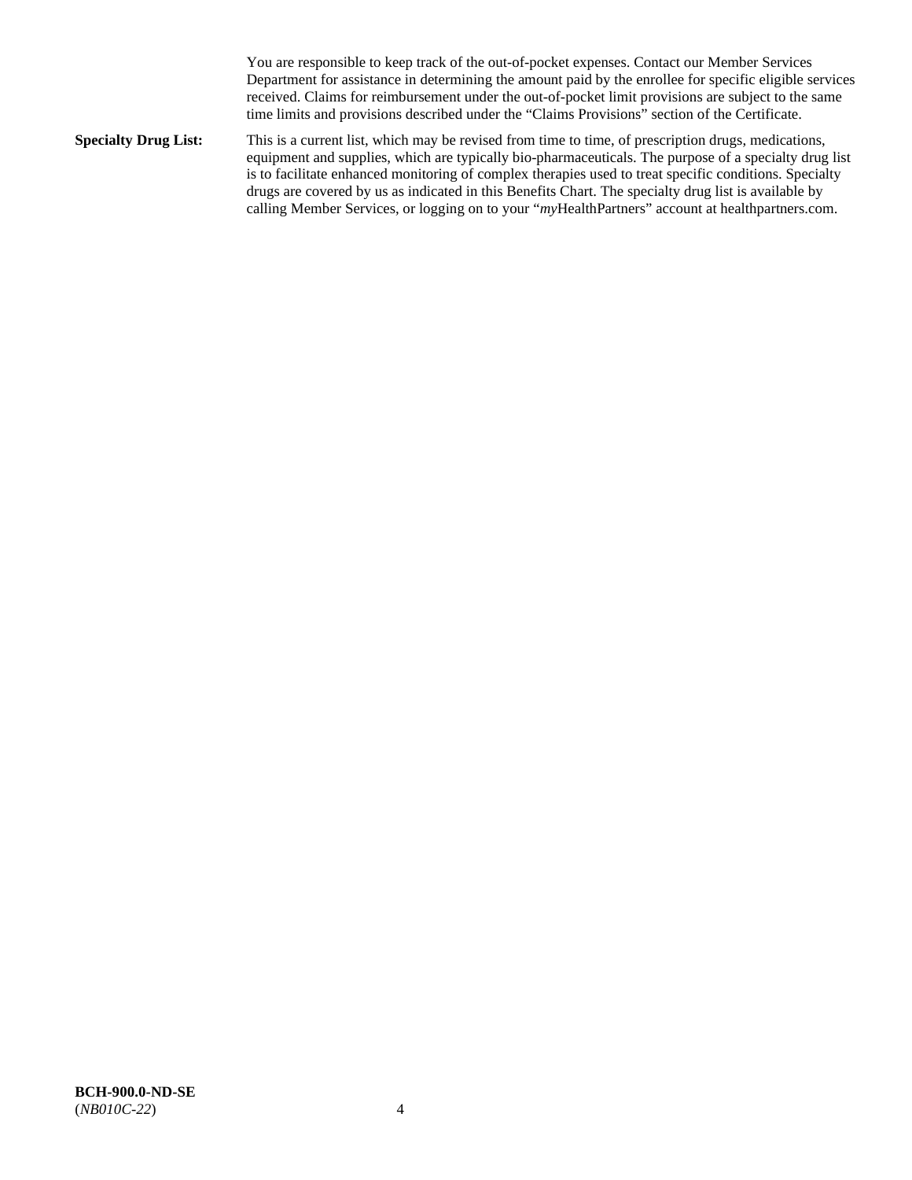You are responsible to keep track of the out-of-pocket expenses. Contact our Member Services Department for assistance in determining the amount paid by the enrollee for specific eligible services received. Claims for reimbursement under the out-of-pocket limit provisions are subject to the same time limits and provisions described under the "Claims Provisions" section of the Certificate.

**Specialty Drug List:** This is a current list, which may be revised from time to time, of prescription drugs, medications, equipment and supplies, which are typically bio-pharmaceuticals. The purpose of a specialty drug list is to facilitate enhanced monitoring of complex therapies used to treat specific conditions. Specialty drugs are covered by us as indicated in this Benefits Chart. The specialty drug list is available by calling Member Services, or logging on to your "*my*HealthPartners" account at healthpartners.com.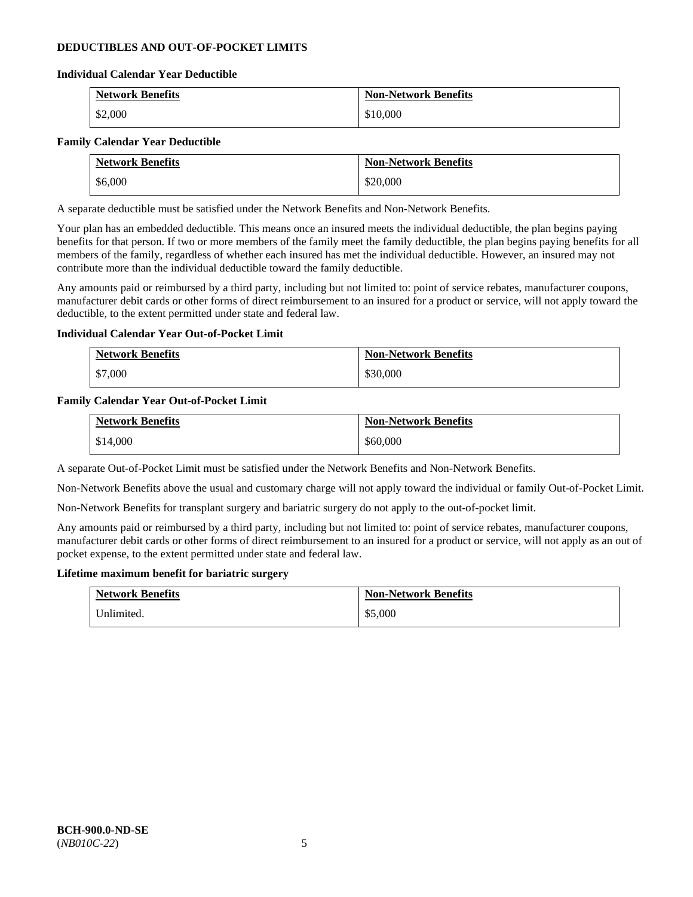## DEDUCTIBLES AND OUT-OF-POCKET LIMITS

### Individual Calendar Year Deductible

| Network Benefits | Non-Network Benefits |
|---|---|
| $2,000 | $10,000 |

### Family Calendar Year Deductible

| Network Benefits | Non-Network Benefits |
|---|---|
| $6,000 | $20,000 |

A separate deductible must be satisfied under the Network Benefits and Non-Network Benefits.

Your plan has an embedded deductible. This means once an insured meets the individual deductible, the plan begins paying benefits for that person. If two or more members of the family meet the family deductible, the plan begins paying benefits for all members of the family, regardless of whether each insured has met the individual deductible. However, an insured may not contribute more than the individual deductible toward the family deductible.

Any amounts paid or reimbursed by a third party, including but not limited to: point of service rebates, manufacturer coupons, manufacturer debit cards or other forms of direct reimbursement to an insured for a product or service, will not apply toward the deductible, to the extent permitted under state and federal law.

### Individual Calendar Year Out-of-Pocket Limit

| Network Benefits | Non-Network Benefits |
|---|---|
| $7,000 | $30,000 |

### Family Calendar Year Out-of-Pocket Limit

| Network Benefits | Non-Network Benefits |
|---|---|
| $14,000 | $60,000 |

A separate Out-of-Pocket Limit must be satisfied under the Network Benefits and Non-Network Benefits.

Non-Network Benefits above the usual and customary charge will not apply toward the individual or family Out-of-Pocket Limit.

Non-Network Benefits for transplant surgery and bariatric surgery do not apply to the out-of-pocket limit.

Any amounts paid or reimbursed by a third party, including but not limited to: point of service rebates, manufacturer coupons, manufacturer debit cards or other forms of direct reimbursement to an insured for a product or service, will not apply as an out of pocket expense, to the extent permitted under state and federal law.

### Lifetime maximum benefit for bariatric surgery

| Network Benefits | Non-Network Benefits |
|---|---|
| Unlimited. | $5,000 |

**BCH-900.0-ND-SE**
(*NB010C-22*)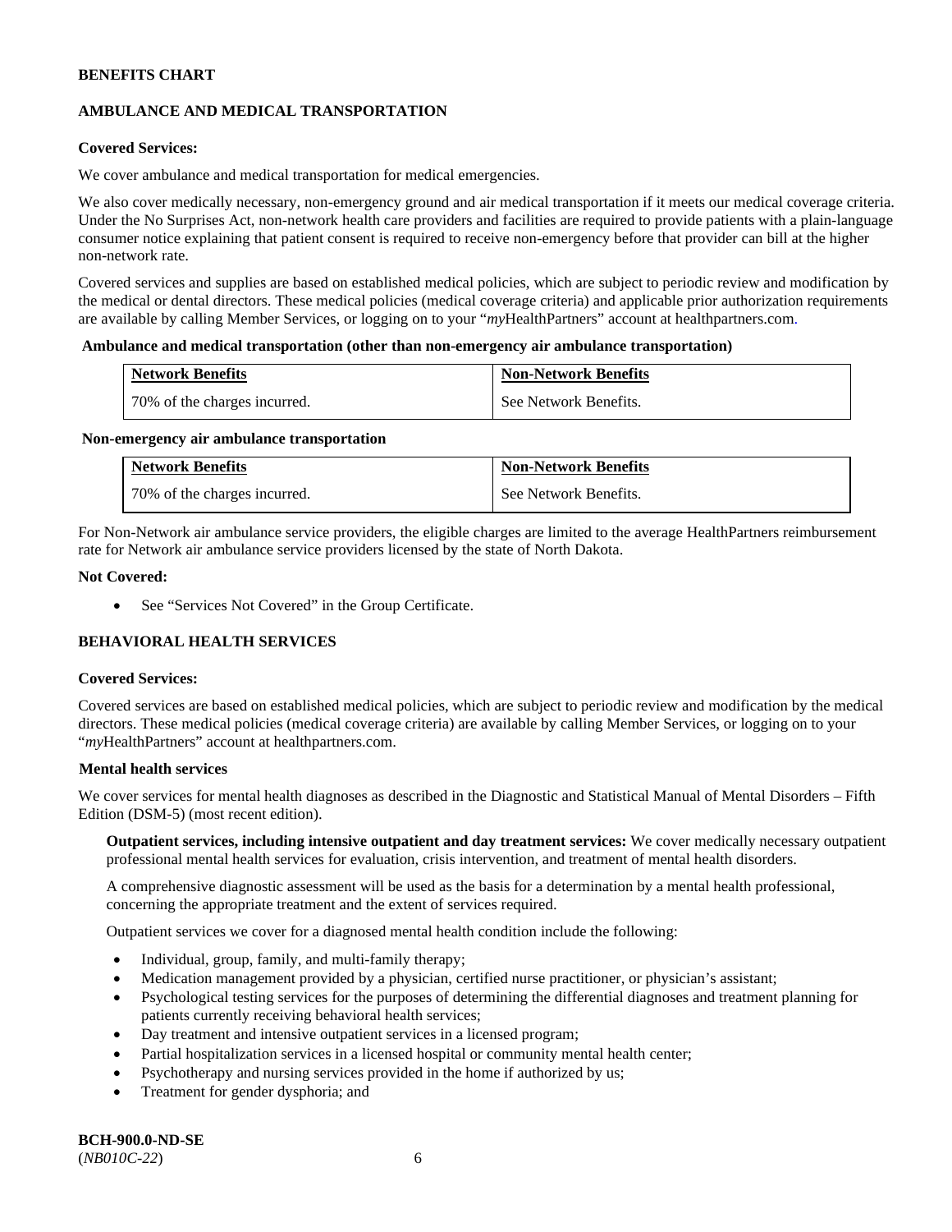**BENEFITS CHART**

## AMBULANCE AND MEDICAL TRANSPORTATION

**Covered Services:**

We cover ambulance and medical transportation for medical emergencies.

We also cover medically necessary, non-emergency ground and air medical transportation if it meets our medical coverage criteria. Under the No Surprises Act, non-network health care providers and facilities are required to provide patients with a plain-language consumer notice explaining that patient consent is required to receive non-emergency before that provider can bill at the higher non-network rate.

Covered services and supplies are based on established medical policies, which are subject to periodic review and modification by the medical or dental directors. These medical policies (medical coverage criteria) and applicable prior authorization requirements are available by calling Member Services, or logging on to your "*my*HealthPartners" account at healthpartners.com.

**Ambulance and medical transportation (other than non-emergency air ambulance transportation)**

| Network Benefits | Non-Network Benefits |
|---|---|
| 70% of the charges incurred. | See Network Benefits. |

**Non-emergency air ambulance transportation**

| Network Benefits | Non-Network Benefits |
|---|---|
| 70% of the charges incurred. | See Network Benefits. |

For Non-Network air ambulance service providers, the eligible charges are limited to the average HealthPartners reimbursement rate for Network air ambulance service providers licensed by the state of North Dakota.

**Not Covered:**

- See "Services Not Covered" in the Group Certificate.

## BEHAVIORAL HEALTH SERVICES

**Covered Services:**

Covered services are based on established medical policies, which are subject to periodic review and modification by the medical directors. These medical policies (medical coverage criteria) are available by calling Member Services, or logging on to your "*my*HealthPartners" account at healthpartners.com.

**Mental health services**

We cover services for mental health diagnoses as described in the Diagnostic and Statistical Manual of Mental Disorders – Fifth Edition (DSM-5) (most recent edition).

**Outpatient services, including intensive outpatient and day treatment services:** We cover medically necessary outpatient professional mental health services for evaluation, crisis intervention, and treatment of mental health disorders.

A comprehensive diagnostic assessment will be used as the basis for a determination by a mental health professional, concerning the appropriate treatment and the extent of services required.

Outpatient services we cover for a diagnosed mental health condition include the following:

- Individual, group, family, and multi-family therapy;
- Medication management provided by a physician, certified nurse practitioner, or physician's assistant;
- Psychological testing services for the purposes of determining the differential diagnoses and treatment planning for patients currently receiving behavioral health services;
- Day treatment and intensive outpatient services in a licensed program;
- Partial hospitalization services in a licensed hospital or community mental health center;
- Psychotherapy and nursing services provided in the home if authorized by us;
- Treatment for gender dysphoria; and

**BCH-900.0-ND-SE**
(*NB010C-22*)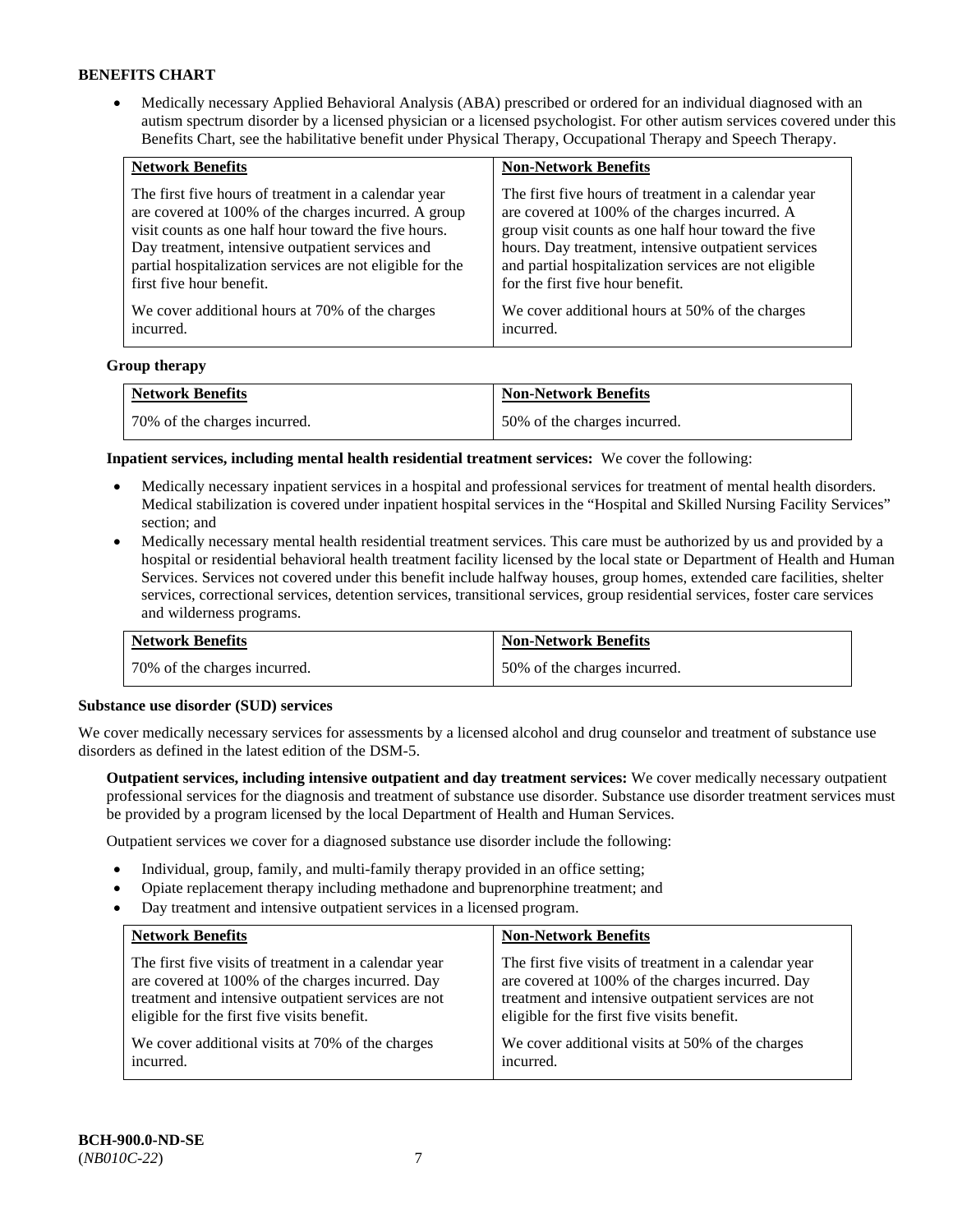**BENEFITS CHART**

- Medically necessary Applied Behavioral Analysis (ABA) prescribed or ordered for an individual diagnosed with an autism spectrum disorder by a licensed physician or a licensed psychologist. For other autism services covered under this Benefits Chart, see the habilitative benefit under Physical Therapy, Occupational Therapy and Speech Therapy.

| Network Benefits | Non-Network Benefits |
| --- | --- |
| The first five hours of treatment in a calendar year are covered at 100% of the charges incurred. A group visit counts as one half hour toward the five hours. Day treatment, intensive outpatient services and partial hospitalization services are not eligible for the first five hour benefit.<br><br>We cover additional hours at 70% of the charges incurred. | The first five hours of treatment in a calendar year are covered at 100% of the charges incurred. A group visit counts as one half hour toward the five hours. Day treatment, intensive outpatient services and partial hospitalization services are not eligible for the first five hour benefit.<br><br>We cover additional hours at 50% of the charges incurred. |

**Group therapy**

| Network Benefits | Non-Network Benefits |
| --- | --- |
| 70% of the charges incurred. | 50% of the charges incurred. |

**Inpatient services, including mental health residential treatment services:** We cover the following:

- Medically necessary inpatient services in a hospital and professional services for treatment of mental health disorders. Medical stabilization is covered under inpatient hospital services in the "Hospital and Skilled Nursing Facility Services" section; and
- Medically necessary mental health residential treatment services. This care must be authorized by us and provided by a hospital or residential behavioral health treatment facility licensed by the local state or Department of Health and Human Services. Services not covered under this benefit include halfway houses, group homes, extended care facilities, shelter services, correctional services, detention services, transitional services, group residential services, foster care services and wilderness programs.

| Network Benefits | Non-Network Benefits |
| --- | --- |
| 70% of the charges incurred. | 50% of the charges incurred. |

**Substance use disorder (SUD) services**

We cover medically necessary services for assessments by a licensed alcohol and drug counselor and treatment of substance use disorders as defined in the latest edition of the DSM-5.

**Outpatient services, including intensive outpatient and day treatment services:** We cover medically necessary outpatient professional services for the diagnosis and treatment of substance use disorder. Substance use disorder treatment services must be provided by a program licensed by the local Department of Health and Human Services.

Outpatient services we cover for a diagnosed substance use disorder include the following:

- Individual, group, family, and multi-family therapy provided in an office setting;
- Opiate replacement therapy including methadone and buprenorphine treatment; and
- Day treatment and intensive outpatient services in a licensed program.

| Network Benefits | Non-Network Benefits |
| --- | --- |
| The first five visits of treatment in a calendar year are covered at 100% of the charges incurred. Day treatment and intensive outpatient services are not eligible for the first five visits benefit.<br><br>We cover additional visits at 70% of the charges incurred. | The first five visits of treatment in a calendar year are covered at 100% of the charges incurred. Day treatment and intensive outpatient services are not eligible for the first five visits benefit.<br><br>We cover additional visits at 50% of the charges incurred. |

**BCH-900.0-ND-SE**
(*NB010C-22*)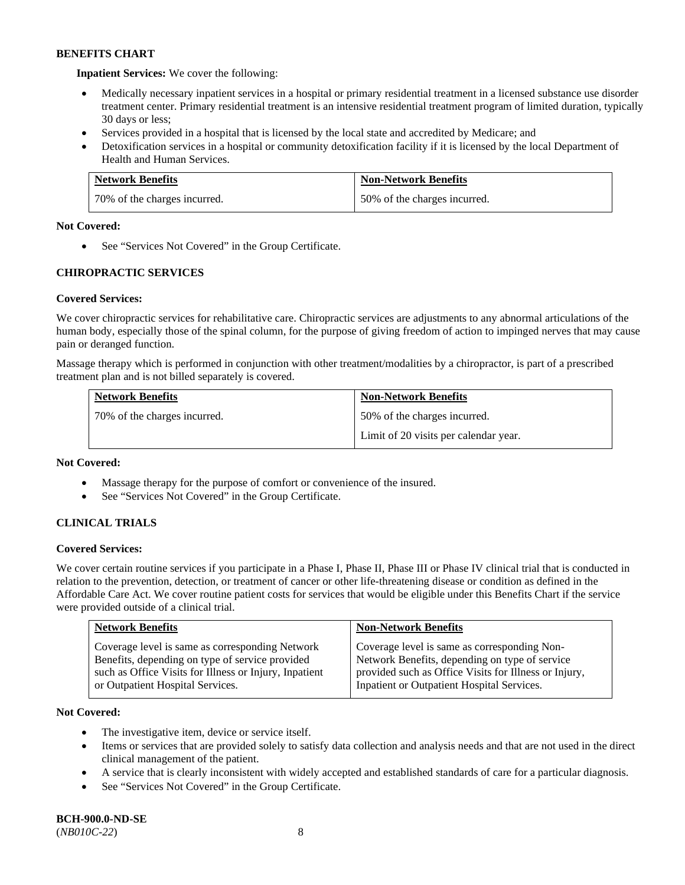**BENEFITS CHART**

**Inpatient Services:** We cover the following:

- Medically necessary inpatient services in a hospital or primary residential treatment in a licensed substance use disorder treatment center. Primary residential treatment is an intensive residential treatment program of limited duration, typically 30 days or less;
- Services provided in a hospital that is licensed by the local state and accredited by Medicare; and
- Detoxification services in a hospital or community detoxification facility if it is licensed by the local Department of Health and Human Services.

| Network Benefits | Non-Network Benefits |
|---|---|
| 70% of the charges incurred. | 50% of the charges incurred. |

**Not Covered:**

- See "Services Not Covered" in the Group Certificate.

## CHIROPRACTIC SERVICES

**Covered Services:**

We cover chiropractic services for rehabilitative care. Chiropractic services are adjustments to any abnormal articulations of the human body, especially those of the spinal column, for the purpose of giving freedom of action to impinged nerves that may cause pain or deranged function.

Massage therapy which is performed in conjunction with other treatment/modalities by a chiropractor, is part of a prescribed treatment plan and is not billed separately is covered.

| Network Benefits | Non-Network Benefits |
|---|---|
| 70% of the charges incurred. | 50% of the charges incurred.<br>Limit of 20 visits per calendar year. |

**Not Covered:**

- Massage therapy for the purpose of comfort or convenience of the insured.
- See "Services Not Covered" in the Group Certificate.

## CLINICAL TRIALS

**Covered Services:**

We cover certain routine services if you participate in a Phase I, Phase II, Phase III or Phase IV clinical trial that is conducted in relation to the prevention, detection, or treatment of cancer or other life-threatening disease or condition as defined in the Affordable Care Act. We cover routine patient costs for services that would be eligible under this Benefits Chart if the service were provided outside of a clinical trial.

| Network Benefits | Non-Network Benefits |
|---|---|
| Coverage level is same as corresponding Network Benefits, depending on type of service provided such as Office Visits for Illness or Injury, Inpatient or Outpatient Hospital Services. | Coverage level is same as corresponding Non-Network Benefits, depending on type of service provided such as Office Visits for Illness or Injury, Inpatient or Outpatient Hospital Services. |

**Not Covered:**

- The investigative item, device or service itself.
- Items or services that are provided solely to satisfy data collection and analysis needs and that are not used in the direct clinical management of the patient.
- A service that is clearly inconsistent with widely accepted and established standards of care for a particular diagnosis.
- See "Services Not Covered" in the Group Certificate.

**BCH-900.0-ND-SE**
(*NB010C-22*)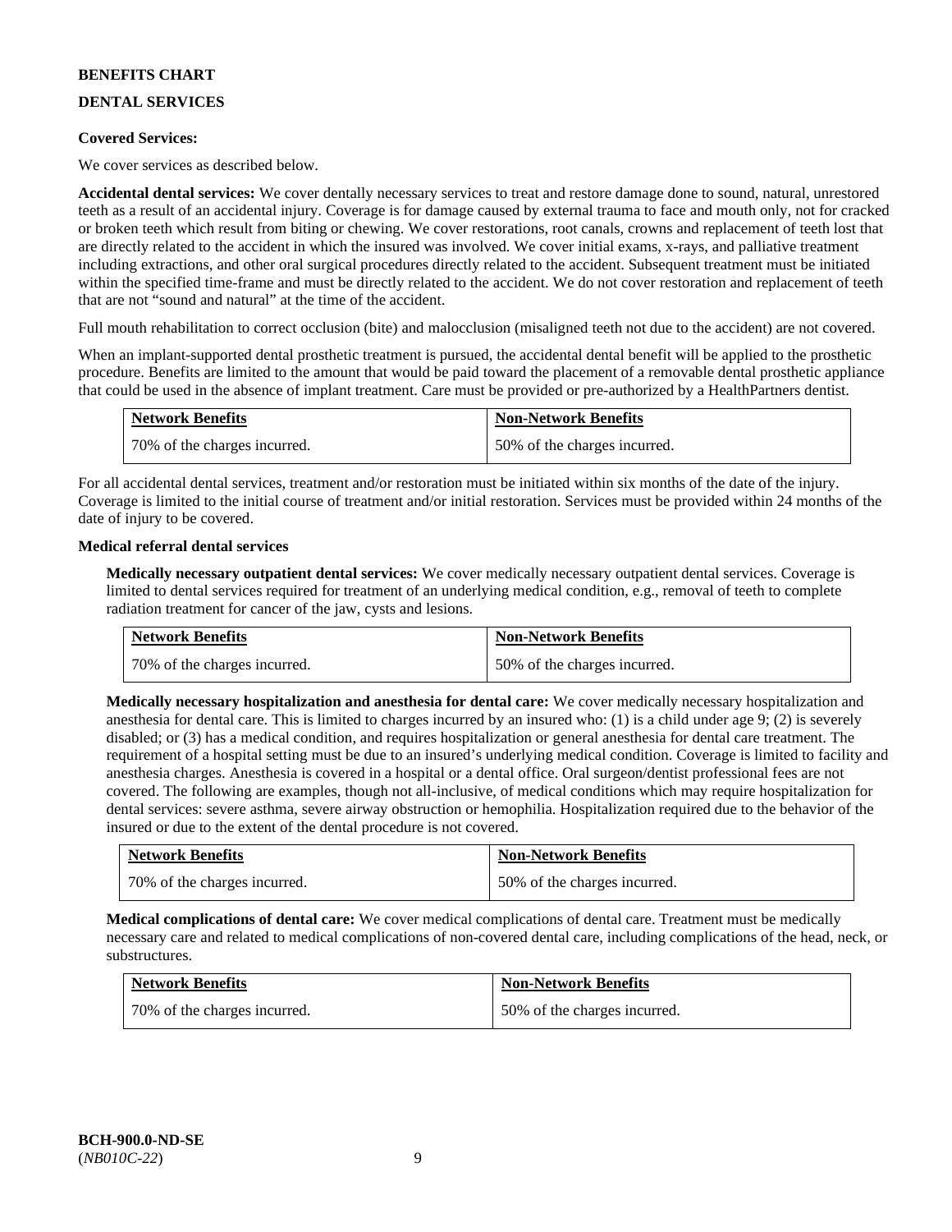**BENEFITS CHART**

**DENTAL SERVICES**

**Covered Services:**

We cover services as described below.

**Accidental dental services:** We cover dentally necessary services to treat and restore damage done to sound, natural, unrestored teeth as a result of an accidental injury. Coverage is for damage caused by external trauma to face and mouth only, not for cracked or broken teeth which result from biting or chewing. We cover restorations, root canals, crowns and replacement of teeth lost that are directly related to the accident in which the insured was involved. We cover initial exams, x-rays, and palliative treatment including extractions, and other oral surgical procedures directly related to the accident. Subsequent treatment must be initiated within the specified time-frame and must be directly related to the accident. We do not cover restoration and replacement of teeth that are not "sound and natural" at the time of the accident.

Full mouth rehabilitation to correct occlusion (bite) and malocclusion (misaligned teeth not due to the accident) are not covered.

When an implant-supported dental prosthetic treatment is pursued, the accidental dental benefit will be applied to the prosthetic procedure. Benefits are limited to the amount that would be paid toward the placement of a removable dental prosthetic appliance that could be used in the absence of implant treatment. Care must be provided or pre-authorized by a HealthPartners dentist.

| Network Benefits | Non-Network Benefits |
|---|---|
| 70% of the charges incurred. | 50% of the charges incurred. |

For all accidental dental services, treatment and/or restoration must be initiated within six months of the date of the injury. Coverage is limited to the initial course of treatment and/or initial restoration. Services must be provided within 24 months of the date of injury to be covered.

**Medical referral dental services**

**Medically necessary outpatient dental services:** We cover medically necessary outpatient dental services. Coverage is limited to dental services required for treatment of an underlying medical condition, e.g., removal of teeth to complete radiation treatment for cancer of the jaw, cysts and lesions.

| Network Benefits | Non-Network Benefits |
|---|---|
| 70% of the charges incurred. | 50% of the charges incurred. |

**Medically necessary hospitalization and anesthesia for dental care:** We cover medically necessary hospitalization and anesthesia for dental care. This is limited to charges incurred by an insured who: (1) is a child under age 9; (2) is severely disabled; or (3) has a medical condition, and requires hospitalization or general anesthesia for dental care treatment. The requirement of a hospital setting must be due to an insured's underlying medical condition. Coverage is limited to facility and anesthesia charges. Anesthesia is covered in a hospital or a dental office. Oral surgeon/dentist professional fees are not covered. The following are examples, though not all-inclusive, of medical conditions which may require hospitalization for dental services: severe asthma, severe airway obstruction or hemophilia. Hospitalization required due to the behavior of the insured or due to the extent of the dental procedure is not covered.

| Network Benefits | Non-Network Benefits |
|---|---|
| 70% of the charges incurred. | 50% of the charges incurred. |

**Medical complications of dental care:** We cover medical complications of dental care. Treatment must be medically necessary care and related to medical complications of non-covered dental care, including complications of the head, neck, or substructures.

| Network Benefits | Non-Network Benefits |
|---|---|
| 70% of the charges incurred. | 50% of the charges incurred. |

**BCH-900.0-ND-SE**
(*NB010C-22*)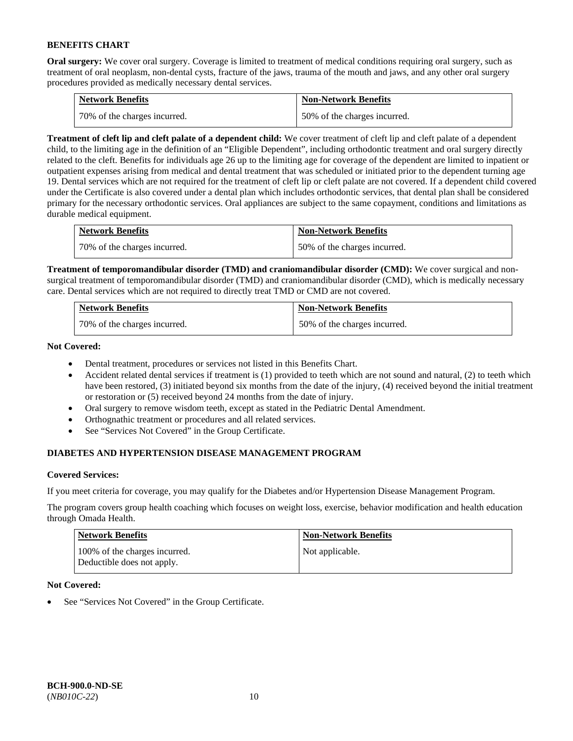### BENEFITS CHART

**Oral surgery:** We cover oral surgery. Coverage is limited to treatment of medical conditions requiring oral surgery, such as treatment of oral neoplasm, non-dental cysts, fracture of the jaws, trauma of the mouth and jaws, and any other oral surgery procedures provided as medically necessary dental services.

| Network Benefits | Non-Network Benefits |
|---|---|
| 70% of the charges incurred. | 50% of the charges incurred. |

**Treatment of cleft lip and cleft palate of a dependent child:** We cover treatment of cleft lip and cleft palate of a dependent child, to the limiting age in the definition of an "Eligible Dependent", including orthodontic treatment and oral surgery directly related to the cleft. Benefits for individuals age 26 up to the limiting age for coverage of the dependent are limited to inpatient or outpatient expenses arising from medical and dental treatment that was scheduled or initiated prior to the dependent turning age 19. Dental services which are not required for the treatment of cleft lip or cleft palate are not covered. If a dependent child covered under the Certificate is also covered under a dental plan which includes orthodontic services, that dental plan shall be considered primary for the necessary orthodontic services. Oral appliances are subject to the same copayment, conditions and limitations as durable medical equipment.

| Network Benefits | Non-Network Benefits |
|---|---|
| 70% of the charges incurred. | 50% of the charges incurred. |

**Treatment of temporomandibular disorder (TMD) and craniomandibular disorder (CMD):** We cover surgical and non-surgical treatment of temporomandibular disorder (TMD) and craniomandibular disorder (CMD), which is medically necessary care. Dental services which are not required to directly treat TMD or CMD are not covered.

| Network Benefits | Non-Network Benefits |
|---|---|
| 70% of the charges incurred. | 50% of the charges incurred. |

**Not Covered:**

- Dental treatment, procedures or services not listed in this Benefits Chart.
- Accident related dental services if treatment is (1) provided to teeth which are not sound and natural, (2) to teeth which have been restored, (3) initiated beyond six months from the date of the injury, (4) received beyond the initial treatment or restoration or (5) received beyond 24 months from the date of injury.
- Oral surgery to remove wisdom teeth, except as stated in the Pediatric Dental Amendment.
- Orthognathic treatment or procedures and all related services.
- See "Services Not Covered" in the Group Certificate.

### DIABETES AND HYPERTENSION DISEASE MANAGEMENT PROGRAM

**Covered Services:**

If you meet criteria for coverage, you may qualify for the Diabetes and/or Hypertension Disease Management Program.

The program covers group health coaching which focuses on weight loss, exercise, behavior modification and health education through Omada Health.

| Network Benefits | Non-Network Benefits |
|---|---|
| 100% of the charges incurred.<br>Deductible does not apply. | Not applicable. |

**Not Covered:**

- See "Services Not Covered" in the Group Certificate.

**BCH-900.0-ND-SE**
(*NB010C-22*)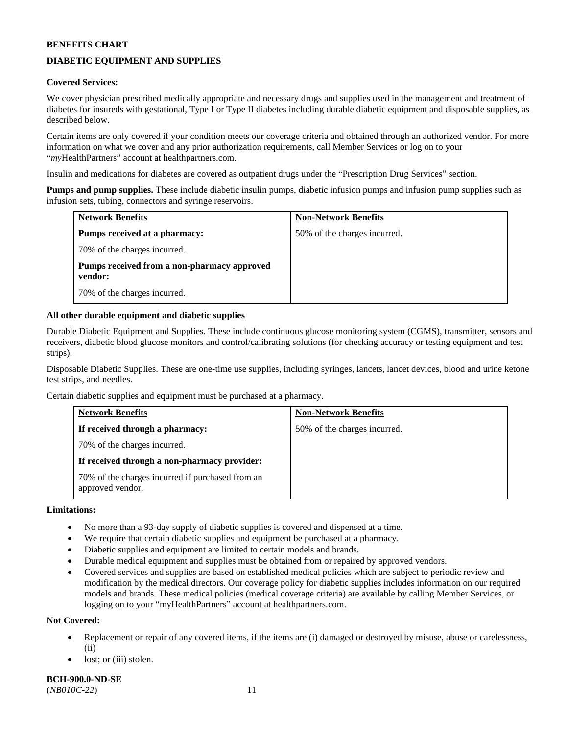**BENEFITS CHART**

**DIABETIC EQUIPMENT AND SUPPLIES**

**Covered Services:**

We cover physician prescribed medically appropriate and necessary drugs and supplies used in the management and treatment of diabetes for insureds with gestational, Type I or Type II diabetes including durable diabetic equipment and disposable supplies, as described below.

Certain items are only covered if your condition meets our coverage criteria and obtained through an authorized vendor. For more information on what we cover and any prior authorization requirements, call Member Services or log on to your "*my*HealthPartners" account at healthpartners.com.

Insulin and medications for diabetes are covered as outpatient drugs under the "Prescription Drug Services" section.

**Pumps and pump supplies.** These include diabetic insulin pumps, diabetic infusion pumps and infusion pump supplies such as infusion sets, tubing, connectors and syringe reservoirs.

| Network Benefits | Non-Network Benefits |
|---|---|
| **Pumps received at a pharmacy:**<br>70% of the charges incurred.<br>**Pumps received from a non-pharmacy approved vendor:**<br>70% of the charges incurred. | 50% of the charges incurred. |

**All other durable equipment and diabetic supplies**

Durable Diabetic Equipment and Supplies. These include continuous glucose monitoring system (CGMS), transmitter, sensors and receivers, diabetic blood glucose monitors and control/calibrating solutions (for checking accuracy or testing equipment and test strips).

Disposable Diabetic Supplies. These are one-time use supplies, including syringes, lancets, lancet devices, blood and urine ketone test strips, and needles.

Certain diabetic supplies and equipment must be purchased at a pharmacy.

| Network Benefits | Non-Network Benefits |
|---|---|
| **If received through a pharmacy:**<br>70% of the charges incurred.<br>**If received through a non-pharmacy provider:**<br>70% of the charges incurred if purchased from an approved vendor. | 50% of the charges incurred. |

**Limitations:**

- No more than a 93-day supply of diabetic supplies is covered and dispensed at a time.
- We require that certain diabetic supplies and equipment be purchased at a pharmacy.
- Diabetic supplies and equipment are limited to certain models and brands.
- Durable medical equipment and supplies must be obtained from or repaired by approved vendors.
- Covered services and supplies are based on established medical policies which are subject to periodic review and modification by the medical directors. Our coverage policy for diabetic supplies includes information on our required models and brands. These medical policies (medical coverage criteria) are available by calling Member Services, or logging on to your "myHealthPartners" account at healthpartners.com.

**Not Covered:**

- Replacement or repair of any covered items, if the items are (i) damaged or destroyed by misuse, abuse or carelessness, (ii)
- lost; or (iii) stolen.

**BCH-900.0-ND-SE**
(*NB010C-22*)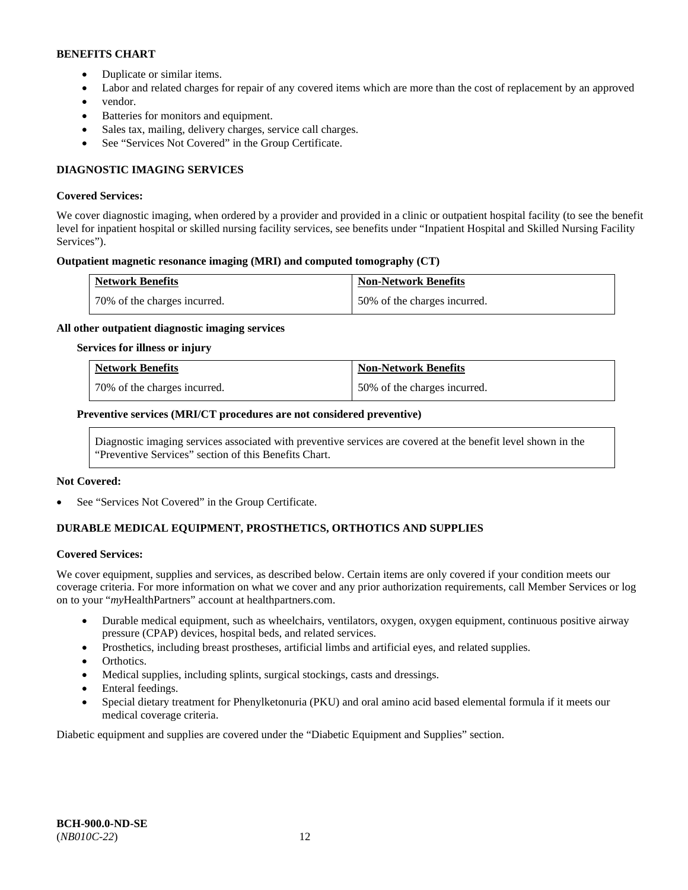**BENEFITS CHART**

- Duplicate or similar items.
- Labor and related charges for repair of any covered items which are more than the cost of replacement by an approved
- vendor.
- Batteries for monitors and equipment.
- Sales tax, mailing, delivery charges, service call charges.
- See "Services Not Covered" in the Group Certificate.

**DIAGNOSTIC IMAGING SERVICES**

**Covered Services:**

We cover diagnostic imaging, when ordered by a provider and provided in a clinic or outpatient hospital facility (to see the benefit level for inpatient hospital or skilled nursing facility services, see benefits under "Inpatient Hospital and Skilled Nursing Facility Services").

**Outpatient magnetic resonance imaging (MRI) and computed tomography (CT)**

| Network Benefits | Non-Network Benefits |
|---|---|
| 70% of the charges incurred. | 50% of the charges incurred. |

**All other outpatient diagnostic imaging services**

**Services for illness or injury**

| Network Benefits | Non-Network Benefits |
|---|---|
| 70% of the charges incurred. | 50% of the charges incurred. |

**Preventive services (MRI/CT procedures are not considered preventive)**

Diagnostic imaging services associated with preventive services are covered at the benefit level shown in the "Preventive Services" section of this Benefits Chart.

**Not Covered:**

- See "Services Not Covered" in the Group Certificate.

**DURABLE MEDICAL EQUIPMENT, PROSTHETICS, ORTHOTICS AND SUPPLIES**

**Covered Services:**

We cover equipment, supplies and services, as described below. Certain items are only covered if your condition meets our coverage criteria. For more information on what we cover and any prior authorization requirements, call Member Services or log on to your "*my*HealthPartners" account at healthpartners.com.

- Durable medical equipment, such as wheelchairs, ventilators, oxygen, oxygen equipment, continuous positive airway pressure (CPAP) devices, hospital beds, and related services.
- Prosthetics, including breast prostheses, artificial limbs and artificial eyes, and related supplies.
- Orthotics.
- Medical supplies, including splints, surgical stockings, casts and dressings.
- Enteral feedings.
- Special dietary treatment for Phenylketonuria (PKU) and oral amino acid based elemental formula if it meets our medical coverage criteria.

Diabetic equipment and supplies are covered under the "Diabetic Equipment and Supplies" section.

**BCH-900.0-ND-SE**
(*NB010C-22*)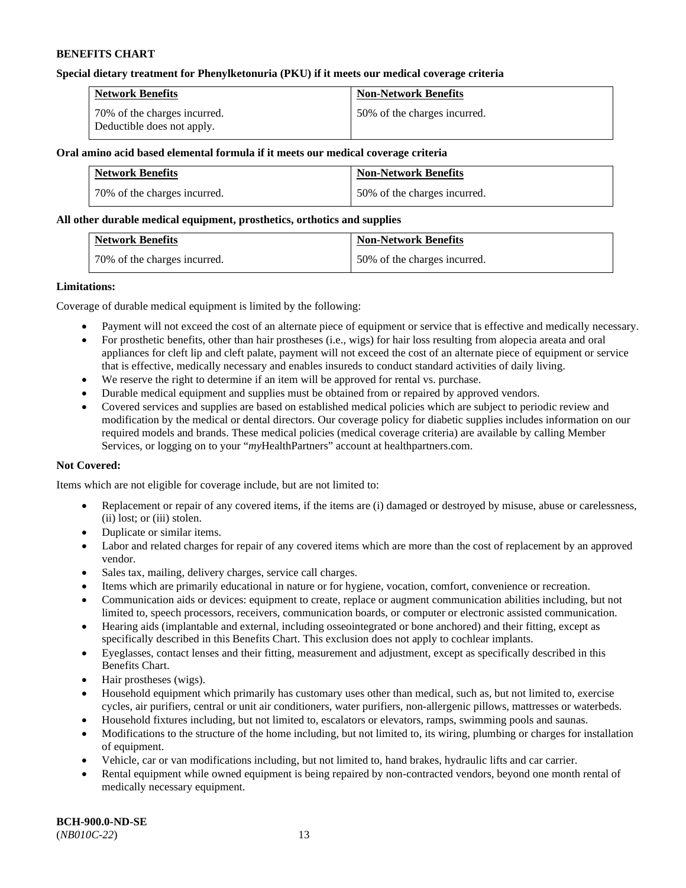**BENEFITS CHART**

**Special dietary treatment for Phenylketonuria (PKU) if it meets our medical coverage criteria**

| Network Benefits | Non-Network Benefits |
| --- | --- |
| 70% of the charges incurred. Deductible does not apply. | 50% of the charges incurred. |

**Oral amino acid based elemental formula if it meets our medical coverage criteria**

| Network Benefits | Non-Network Benefits |
| --- | --- |
| 70% of the charges incurred. | 50% of the charges incurred. |

**All other durable medical equipment, prosthetics, orthotics and supplies**

| Network Benefits | Non-Network Benefits |
| --- | --- |
| 70% of the charges incurred. | 50% of the charges incurred. |

**Limitations:**

Coverage of durable medical equipment is limited by the following:

- Payment will not exceed the cost of an alternate piece of equipment or service that is effective and medically necessary.
- For prosthetic benefits, other than hair prostheses (i.e., wigs) for hair loss resulting from alopecia areata and oral appliances for cleft lip and cleft palate, payment will not exceed the cost of an alternate piece of equipment or service that is effective, medically necessary and enables insureds to conduct standard activities of daily living.
- We reserve the right to determine if an item will be approved for rental vs. purchase.
- Durable medical equipment and supplies must be obtained from or repaired by approved vendors.
- Covered services and supplies are based on established medical policies which are subject to periodic review and modification by the medical or dental directors. Our coverage policy for diabetic supplies includes information on our required models and brands. These medical policies (medical coverage criteria) are available by calling Member Services, or logging on to your "*my*HealthPartners" account at healthpartners.com.

**Not Covered:**

Items which are not eligible for coverage include, but are not limited to:

- Replacement or repair of any covered items, if the items are (i) damaged or destroyed by misuse, abuse or carelessness, (ii) lost; or (iii) stolen.
- Duplicate or similar items.
- Labor and related charges for repair of any covered items which are more than the cost of replacement by an approved vendor.
- Sales tax, mailing, delivery charges, service call charges.
- Items which are primarily educational in nature or for hygiene, vocation, comfort, convenience or recreation.
- Communication aids or devices: equipment to create, replace or augment communication abilities including, but not limited to, speech processors, receivers, communication boards, or computer or electronic assisted communication.
- Hearing aids (implantable and external, including osseointegrated or bone anchored) and their fitting, except as specifically described in this Benefits Chart. This exclusion does not apply to cochlear implants.
- Eyeglasses, contact lenses and their fitting, measurement and adjustment, except as specifically described in this Benefits Chart.
- Hair prostheses (wigs).
- Household equipment which primarily has customary uses other than medical, such as, but not limited to, exercise cycles, air purifiers, central or unit air conditioners, water purifiers, non-allergenic pillows, mattresses or waterbeds.
- Household fixtures including, but not limited to, escalators or elevators, ramps, swimming pools and saunas.
- Modifications to the structure of the home including, but not limited to, its wiring, plumbing or charges for installation of equipment.
- Vehicle, car or van modifications including, but not limited to, hand brakes, hydraulic lifts and car carrier.
- Rental equipment while owned equipment is being repaired by non-contracted vendors, beyond one month rental of medically necessary equipment.

**BCH-900.0-ND-SE**
(*NB010C-22*)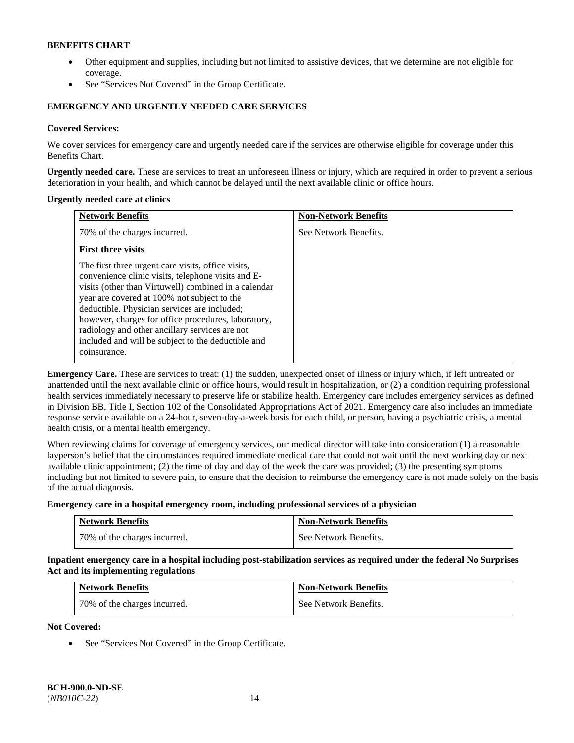**BENEFITS CHART**

- Other equipment and supplies, including but not limited to assistive devices, that we determine are not eligible for coverage.
- See "Services Not Covered" in the Group Certificate.

## EMERGENCY AND URGENTLY NEEDED CARE SERVICES

**Covered Services:**

We cover services for emergency care and urgently needed care if the services are otherwise eligible for coverage under this Benefits Chart.

**Urgently needed care.** These are services to treat an unforeseen illness or injury, which are required in order to prevent a serious deterioration in your health, and which cannot be delayed until the next available clinic or office hours.

**Urgently needed care at clinics**

| Network Benefits | Non-Network Benefits |
|---|---|
| 70% of the charges incurred.<br><br>**First three visits**<br><br>The first three urgent care visits, office visits, convenience clinic visits, telephone visits and E-visits (other than Virtuwell) combined in a calendar year are covered at 100% not subject to the deductible. Physician services are included; however, charges for office procedures, laboratory, radiology and other ancillary services are not included and will be subject to the deductible and coinsurance. | See Network Benefits. |

**Emergency Care.** These are services to treat: (1) the sudden, unexpected onset of illness or injury which, if left untreated or unattended until the next available clinic or office hours, would result in hospitalization, or (2) a condition requiring professional health services immediately necessary to preserve life or stabilize health. Emergency care includes emergency services as defined in Division BB, Title I, Section 102 of the Consolidated Appropriations Act of 2021. Emergency care also includes an immediate response service available on a 24-hour, seven-day-a-week basis for each child, or person, having a psychiatric crisis, a mental health crisis, or a mental health emergency.

When reviewing claims for coverage of emergency services, our medical director will take into consideration (1) a reasonable layperson's belief that the circumstances required immediate medical care that could not wait until the next working day or next available clinic appointment; (2) the time of day and day of the week the care was provided; (3) the presenting symptoms including but not limited to severe pain, to ensure that the decision to reimburse the emergency care is not made solely on the basis of the actual diagnosis.

**Emergency care in a hospital emergency room, including professional services of a physician**

| Network Benefits | Non-Network Benefits |
|---|---|
| 70% of the charges incurred. | See Network Benefits. |

**Inpatient emergency care in a hospital including post-stabilization services as required under the federal No Surprises Act and its implementing regulations**

| Network Benefits | Non-Network Benefits |
|---|---|
| 70% of the charges incurred. | See Network Benefits. |

**Not Covered:**

- See "Services Not Covered" in the Group Certificate.

**BCH-900.0-ND-SE**
(*NB010C-22*)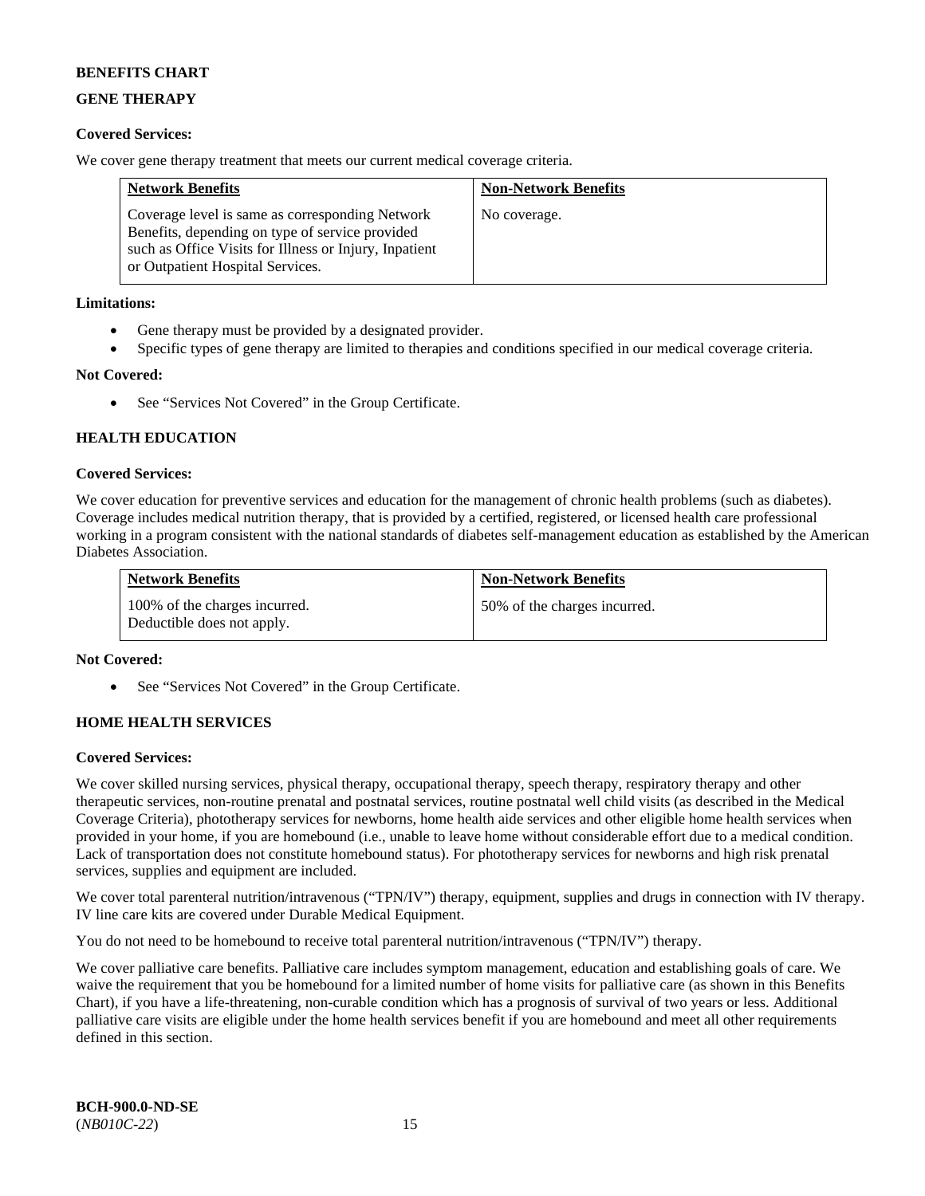**BENEFITS CHART**

**GENE THERAPY**

**Covered Services:**

We cover gene therapy treatment that meets our current medical coverage criteria.

| Network Benefits | Non-Network Benefits |
|---|---|
| Coverage level is same as corresponding Network Benefits, depending on type of service provided such as Office Visits for Illness or Injury, Inpatient or Outpatient Hospital Services. | No coverage. |

**Limitations:**

- Gene therapy must be provided by a designated provider.
- Specific types of gene therapy are limited to therapies and conditions specified in our medical coverage criteria.

**Not Covered:**

- See "Services Not Covered" in the Group Certificate.

**HEALTH EDUCATION**

**Covered Services:**

We cover education for preventive services and education for the management of chronic health problems (such as diabetes). Coverage includes medical nutrition therapy, that is provided by a certified, registered, or licensed health care professional working in a program consistent with the national standards of diabetes self-management education as established by the American Diabetes Association.

| Network Benefits | Non-Network Benefits |
|---|---|
| 100% of the charges incurred. Deductible does not apply. | 50% of the charges incurred. |

**Not Covered:**

- See "Services Not Covered" in the Group Certificate.

**HOME HEALTH SERVICES**

**Covered Services:**

We cover skilled nursing services, physical therapy, occupational therapy, speech therapy, respiratory therapy and other therapeutic services, non-routine prenatal and postnatal services, routine postnatal well child visits (as described in the Medical Coverage Criteria), phototherapy services for newborns, home health aide services and other eligible home health services when provided in your home, if you are homebound (i.e., unable to leave home without considerable effort due to a medical condition. Lack of transportation does not constitute homebound status). For phototherapy services for newborns and high risk prenatal services, supplies and equipment are included.

We cover total parenteral nutrition/intravenous ("TPN/IV") therapy, equipment, supplies and drugs in connection with IV therapy. IV line care kits are covered under Durable Medical Equipment.

You do not need to be homebound to receive total parenteral nutrition/intravenous ("TPN/IV") therapy.

We cover palliative care benefits. Palliative care includes symptom management, education and establishing goals of care. We waive the requirement that you be homebound for a limited number of home visits for palliative care (as shown in this Benefits Chart), if you have a life-threatening, non-curable condition which has a prognosis of survival of two years or less. Additional palliative care visits are eligible under the home health services benefit if you are homebound and meet all other requirements defined in this section.

**BCH-900.0-ND-SE**
(*NB010C-22*)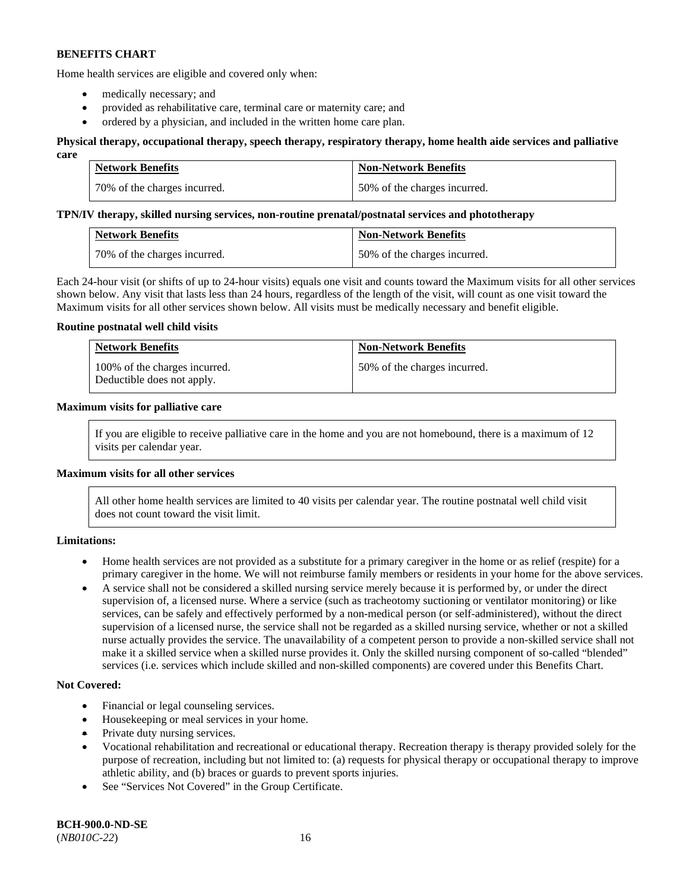**BENEFITS CHART**

Home health services are eligible and covered only when:

- medically necessary; and
- provided as rehabilitative care, terminal care or maternity care; and
- ordered by a physician, and included in the written home care plan.

**Physical therapy, occupational therapy, speech therapy, respiratory therapy, home health aide services and palliative care**

| Network Benefits | Non-Network Benefits |
|---|---|
| 70% of the charges incurred. | 50% of the charges incurred. |

**TPN/IV therapy, skilled nursing services, non-routine prenatal/postnatal services and phototherapy**

| Network Benefits | Non-Network Benefits |
|---|---|
| 70% of the charges incurred. | 50% of the charges incurred. |

Each 24-hour visit (or shifts of up to 24-hour visits) equals one visit and counts toward the Maximum visits for all other services shown below. Any visit that lasts less than 24 hours, regardless of the length of the visit, will count as one visit toward the Maximum visits for all other services shown below. All visits must be medically necessary and benefit eligible.

**Routine postnatal well child visits**

| Network Benefits | Non-Network Benefits |
|---|---|
| 100% of the charges incurred. Deductible does not apply. | 50% of the charges incurred. |

**Maximum visits for palliative care**

If you are eligible to receive palliative care in the home and you are not homebound, there is a maximum of 12 visits per calendar year.

**Maximum visits for all other services**

All other home health services are limited to 40 visits per calendar year. The routine postnatal well child visit does not count toward the visit limit.

**Limitations:**

- Home health services are not provided as a substitute for a primary caregiver in the home or as relief (respite) for a primary caregiver in the home. We will not reimburse family members or residents in your home for the above services.
- A service shall not be considered a skilled nursing service merely because it is performed by, or under the direct supervision of, a licensed nurse. Where a service (such as tracheotomy suctioning or ventilator monitoring) or like services, can be safely and effectively performed by a non-medical person (or self-administered), without the direct supervision of a licensed nurse, the service shall not be regarded as a skilled nursing service, whether or not a skilled nurse actually provides the service. The unavailability of a competent person to provide a non-skilled service shall not make it a skilled service when a skilled nurse provides it. Only the skilled nursing component of so-called "blended" services (i.e. services which include skilled and non-skilled components) are covered under this Benefits Chart.

**Not Covered:**

- Financial or legal counseling services.
- Housekeeping or meal services in your home.
- Private duty nursing services.
- Vocational rehabilitation and recreational or educational therapy. Recreation therapy is therapy provided solely for the purpose of recreation, including but not limited to: (a) requests for physical therapy or occupational therapy to improve athletic ability, and (b) braces or guards to prevent sports injuries.
- See "Services Not Covered" in the Group Certificate.

**BCH-900.0-ND-SE**
(*NB010C-22*)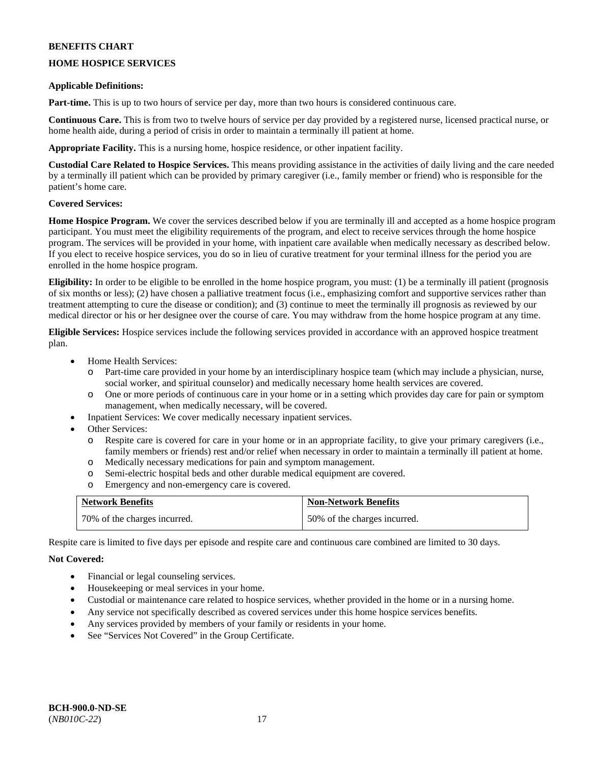**BENEFITS CHART**

**HOME HOSPICE SERVICES**

**Applicable Definitions:**

**Part-time.** This is up to two hours of service per day, more than two hours is considered continuous care.

**Continuous Care.** This is from two to twelve hours of service per day provided by a registered nurse, licensed practical nurse, or home health aide, during a period of crisis in order to maintain a terminally ill patient at home.

**Appropriate Facility.** This is a nursing home, hospice residence, or other inpatient facility.

**Custodial Care Related to Hospice Services.** This means providing assistance in the activities of daily living and the care needed by a terminally ill patient which can be provided by primary caregiver (i.e., family member or friend) who is responsible for the patient's home care.

**Covered Services:**

**Home Hospice Program.** We cover the services described below if you are terminally ill and accepted as a home hospice program participant. You must meet the eligibility requirements of the program, and elect to receive services through the home hospice program. The services will be provided in your home, with inpatient care available when medically necessary as described below. If you elect to receive hospice services, you do so in lieu of curative treatment for your terminal illness for the period you are enrolled in the home hospice program.

**Eligibility:** In order to be eligible to be enrolled in the home hospice program, you must: (1) be a terminally ill patient (prognosis of six months or less); (2) have chosen a palliative treatment focus (i.e., emphasizing comfort and supportive services rather than treatment attempting to cure the disease or condition); and (3) continue to meet the terminally ill prognosis as reviewed by our medical director or his or her designee over the course of care. You may withdraw from the home hospice program at any time.

**Eligible Services:** Hospice services include the following services provided in accordance with an approved hospice treatment plan.

- Home Health Services:
  - Part-time care provided in your home by an interdisciplinary hospice team (which may include a physician, nurse, social worker, and spiritual counselor) and medically necessary home health services are covered.
  - One or more periods of continuous care in your home or in a setting which provides day care for pain or symptom management, when medically necessary, will be covered.
- Inpatient Services: We cover medically necessary inpatient services.
- Other Services:
  - Respite care is covered for care in your home or in an appropriate facility, to give your primary caregivers (i.e., family members or friends) rest and/or relief when necessary in order to maintain a terminally ill patient at home.
  - Medically necessary medications for pain and symptom management.
  - Semi-electric hospital beds and other durable medical equipment are covered.
  - Emergency and non-emergency care is covered.

| Network Benefits | Non-Network Benefits |
|---|---|
| 70% of the charges incurred. | 50% of the charges incurred. |

Respite care is limited to five days per episode and respite care and continuous care combined are limited to 30 days.

**Not Covered:**

- Financial or legal counseling services.
- Housekeeping or meal services in your home.
- Custodial or maintenance care related to hospice services, whether provided in the home or in a nursing home.
- Any service not specifically described as covered services under this home hospice services benefits.
- Any services provided by members of your family or residents in your home.
- See "Services Not Covered" in the Group Certificate.

**BCH-900.0-ND-SE**
(*NB010C-22*)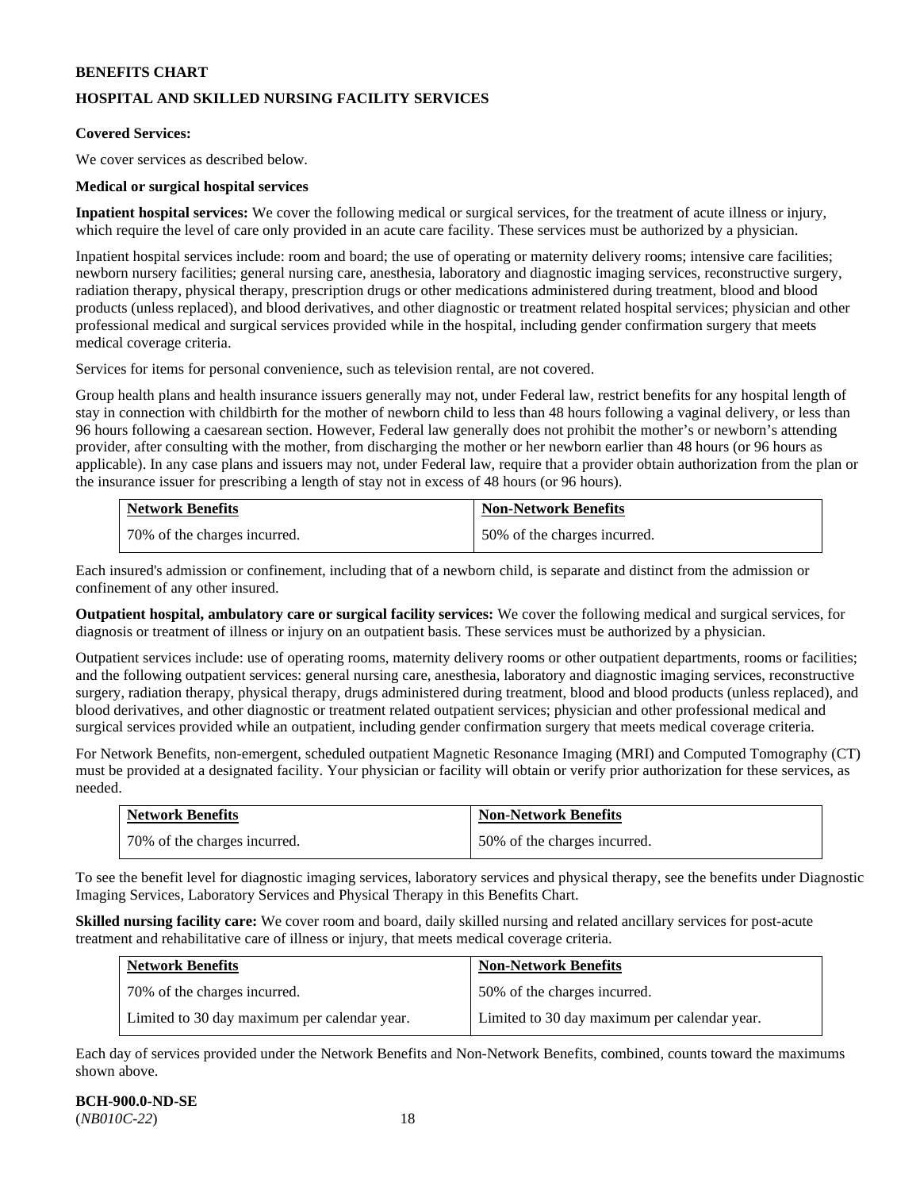**BENEFITS CHART**

**HOSPITAL AND SKILLED NURSING FACILITY SERVICES**

**Covered Services:**

We cover services as described below.

**Medical or surgical hospital services**

**Inpatient hospital services:** We cover the following medical or surgical services, for the treatment of acute illness or injury, which require the level of care only provided in an acute care facility. These services must be authorized by a physician.

Inpatient hospital services include: room and board; the use of operating or maternity delivery rooms; intensive care facilities; newborn nursery facilities; general nursing care, anesthesia, laboratory and diagnostic imaging services, reconstructive surgery, radiation therapy, physical therapy, prescription drugs or other medications administered during treatment, blood and blood products (unless replaced), and blood derivatives, and other diagnostic or treatment related hospital services; physician and other professional medical and surgical services provided while in the hospital, including gender confirmation surgery that meets medical coverage criteria.

Services for items for personal convenience, such as television rental, are not covered.

Group health plans and health insurance issuers generally may not, under Federal law, restrict benefits for any hospital length of stay in connection with childbirth for the mother of newborn child to less than 48 hours following a vaginal delivery, or less than 96 hours following a caesarean section. However, Federal law generally does not prohibit the mother's or newborn's attending provider, after consulting with the mother, from discharging the mother or her newborn earlier than 48 hours (or 96 hours as applicable). In any case plans and issuers may not, under Federal law, require that a provider obtain authorization from the plan or the insurance issuer for prescribing a length of stay not in excess of 48 hours (or 96 hours).

| Network Benefits | Non-Network Benefits |
|---|---|
| 70% of the charges incurred. | 50% of the charges incurred. |

Each insured's admission or confinement, including that of a newborn child, is separate and distinct from the admission or confinement of any other insured.

**Outpatient hospital, ambulatory care or surgical facility services:** We cover the following medical and surgical services, for diagnosis or treatment of illness or injury on an outpatient basis. These services must be authorized by a physician.

Outpatient services include: use of operating rooms, maternity delivery rooms or other outpatient departments, rooms or facilities; and the following outpatient services: general nursing care, anesthesia, laboratory and diagnostic imaging services, reconstructive surgery, radiation therapy, physical therapy, drugs administered during treatment, blood and blood products (unless replaced), and blood derivatives, and other diagnostic or treatment related outpatient services; physician and other professional medical and surgical services provided while an outpatient, including gender confirmation surgery that meets medical coverage criteria.

For Network Benefits, non-emergent, scheduled outpatient Magnetic Resonance Imaging (MRI) and Computed Tomography (CT) must be provided at a designated facility. Your physician or facility will obtain or verify prior authorization for these services, as needed.

| Network Benefits | Non-Network Benefits |
|---|---|
| 70% of the charges incurred. | 50% of the charges incurred. |

To see the benefit level for diagnostic imaging services, laboratory services and physical therapy, see the benefits under Diagnostic Imaging Services, Laboratory Services and Physical Therapy in this Benefits Chart.

**Skilled nursing facility care:** We cover room and board, daily skilled nursing and related ancillary services for post-acute treatment and rehabilitative care of illness or injury, that meets medical coverage criteria.

| Network Benefits | Non-Network Benefits |
|---|---|
| 70% of the charges incurred. | 50% of the charges incurred. |
| Limited to 30 day maximum per calendar year. | Limited to 30 day maximum per calendar year. |

Each day of services provided under the Network Benefits and Non-Network Benefits, combined, counts toward the maximums shown above.

**BCH-900.0-ND-SE**
(*NB010C-22*)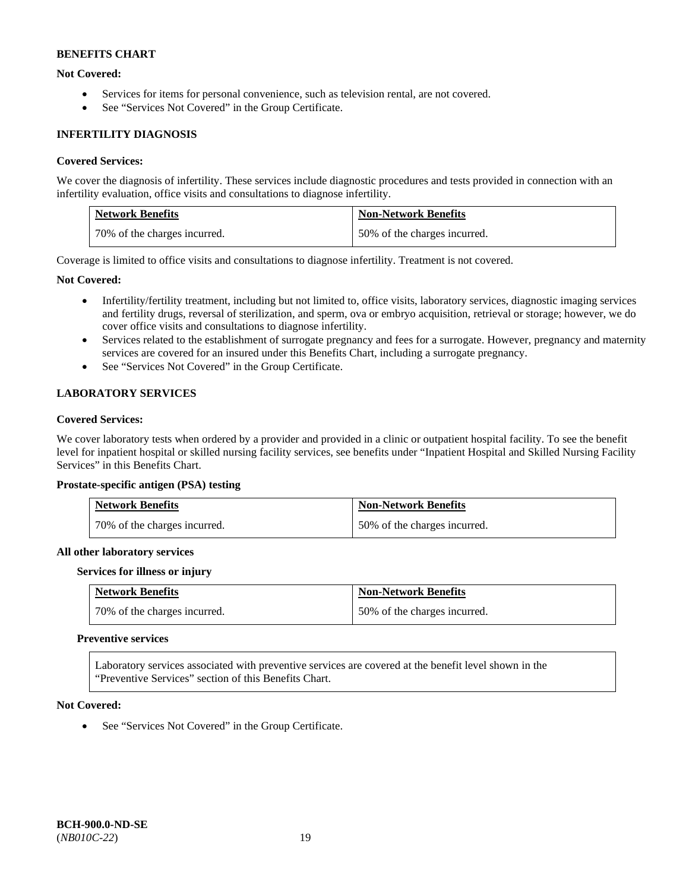**BENEFITS CHART**

**Not Covered:**

- Services for items for personal convenience, such as television rental, are not covered.
- See "Services Not Covered" in the Group Certificate.

**INFERTILITY DIAGNOSIS**

**Covered Services:**

We cover the diagnosis of infertility. These services include diagnostic procedures and tests provided in connection with an infertility evaluation, office visits and consultations to diagnose infertility.

| Network Benefits | Non-Network Benefits |
|---|---|
| 70% of the charges incurred. | 50% of the charges incurred. |

Coverage is limited to office visits and consultations to diagnose infertility. Treatment is not covered.

**Not Covered:**

- Infertility/fertility treatment, including but not limited to, office visits, laboratory services, diagnostic imaging services and fertility drugs, reversal of sterilization, and sperm, ova or embryo acquisition, retrieval or storage; however, we do cover office visits and consultations to diagnose infertility.
- Services related to the establishment of surrogate pregnancy and fees for a surrogate. However, pregnancy and maternity services are covered for an insured under this Benefits Chart, including a surrogate pregnancy.
- See "Services Not Covered" in the Group Certificate.

**LABORATORY SERVICES**

**Covered Services:**

We cover laboratory tests when ordered by a provider and provided in a clinic or outpatient hospital facility. To see the benefit level for inpatient hospital or skilled nursing facility services, see benefits under "Inpatient Hospital and Skilled Nursing Facility Services" in this Benefits Chart.

**Prostate-specific antigen (PSA) testing**

| Network Benefits | Non-Network Benefits |
|---|---|
| 70% of the charges incurred. | 50% of the charges incurred. |

**All other laboratory services**

**Services for illness or injury**

| Network Benefits | Non-Network Benefits |
|---|---|
| 70% of the charges incurred. | 50% of the charges incurred. |

**Preventive services**

Laboratory services associated with preventive services are covered at the benefit level shown in the "Preventive Services" section of this Benefits Chart.

**Not Covered:**

- See "Services Not Covered" in the Group Certificate.

**BCH-900.0-ND-SE**
(*NB010C-22*)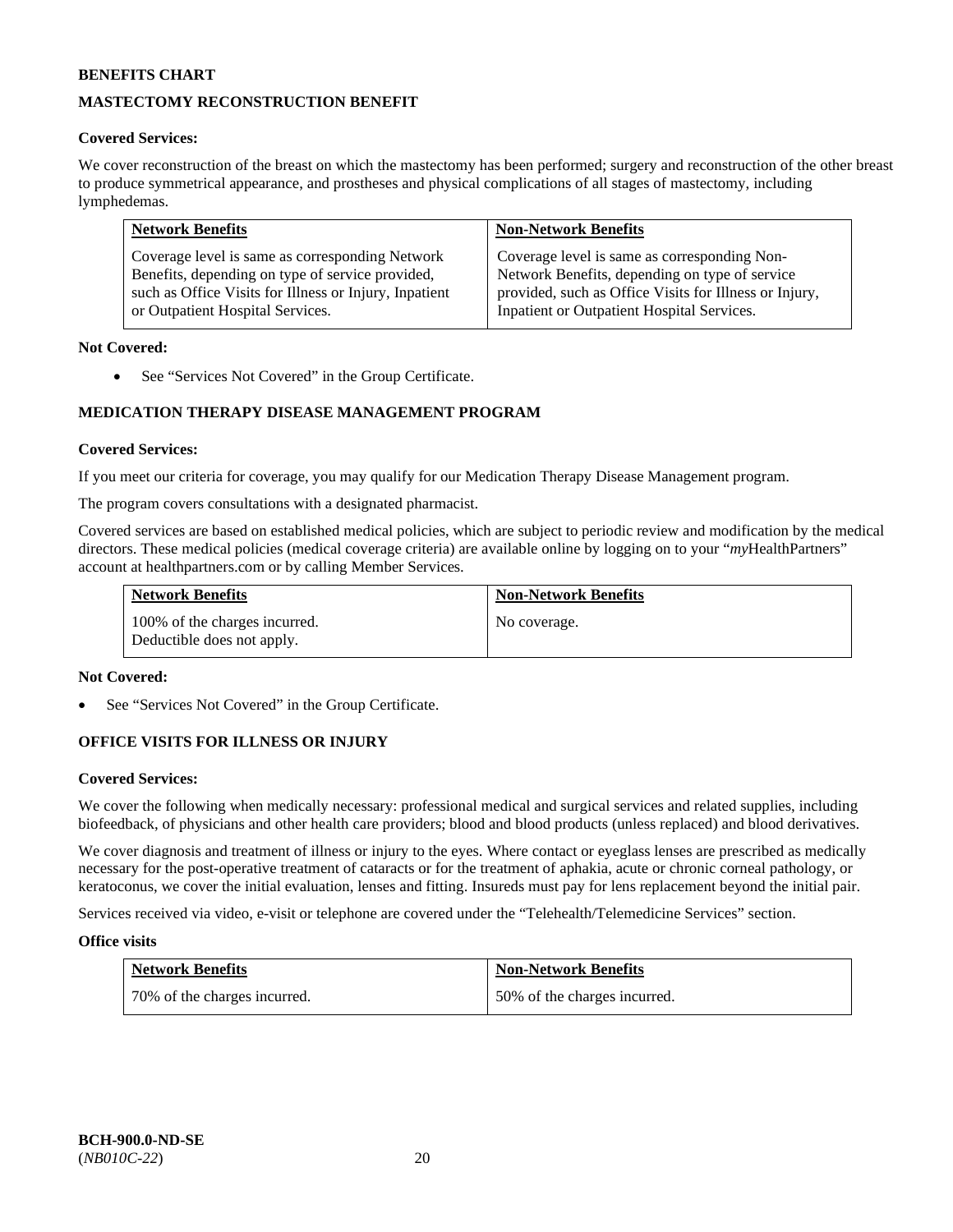**BENEFITS CHART**

**MASTECTOMY RECONSTRUCTION BENEFIT**

**Covered Services:**

We cover reconstruction of the breast on which the mastectomy has been performed; surgery and reconstruction of the other breast to produce symmetrical appearance, and prostheses and physical complications of all stages of mastectomy, including lymphedemas.

| Network Benefits | Non-Network Benefits |
|---|---|
| Coverage level is same as corresponding Network Benefits, depending on type of service provided, such as Office Visits for Illness or Injury, Inpatient or Outpatient Hospital Services. | Coverage level is same as corresponding Non-Network Benefits, depending on type of service provided, such as Office Visits for Illness or Injury, Inpatient or Outpatient Hospital Services. |

**Not Covered:**

- See "Services Not Covered" in the Group Certificate.

**MEDICATION THERAPY DISEASE MANAGEMENT PROGRAM**

**Covered Services:**

If you meet our criteria for coverage, you may qualify for our Medication Therapy Disease Management program.

The program covers consultations with a designated pharmacist.

Covered services are based on established medical policies, which are subject to periodic review and modification by the medical directors. These medical policies (medical coverage criteria) are available online by logging on to your "*my*HealthPartners" account at healthpartners.com or by calling Member Services.

| Network Benefits | Non-Network Benefits |
|---|---|
| 100% of the charges incurred. Deductible does not apply. | No coverage. |

**Not Covered:**

- See "Services Not Covered" in the Group Certificate.

**OFFICE VISITS FOR ILLNESS OR INJURY**

**Covered Services:**

We cover the following when medically necessary: professional medical and surgical services and related supplies, including biofeedback, of physicians and other health care providers; blood and blood products (unless replaced) and blood derivatives.

We cover diagnosis and treatment of illness or injury to the eyes. Where contact or eyeglass lenses are prescribed as medically necessary for the post-operative treatment of cataracts or for the treatment of aphakia, acute or chronic corneal pathology, or keratoconus, we cover the initial evaluation, lenses and fitting. Insureds must pay for lens replacement beyond the initial pair.

Services received via video, e-visit or telephone are covered under the "Telehealth/Telemedicine Services" section.

**Office visits**

| Network Benefits | Non-Network Benefits |
|---|---|
| 70% of the charges incurred. | 50% of the charges incurred. |

**BCH-900.0-ND-SE**
(*NB010C-22*)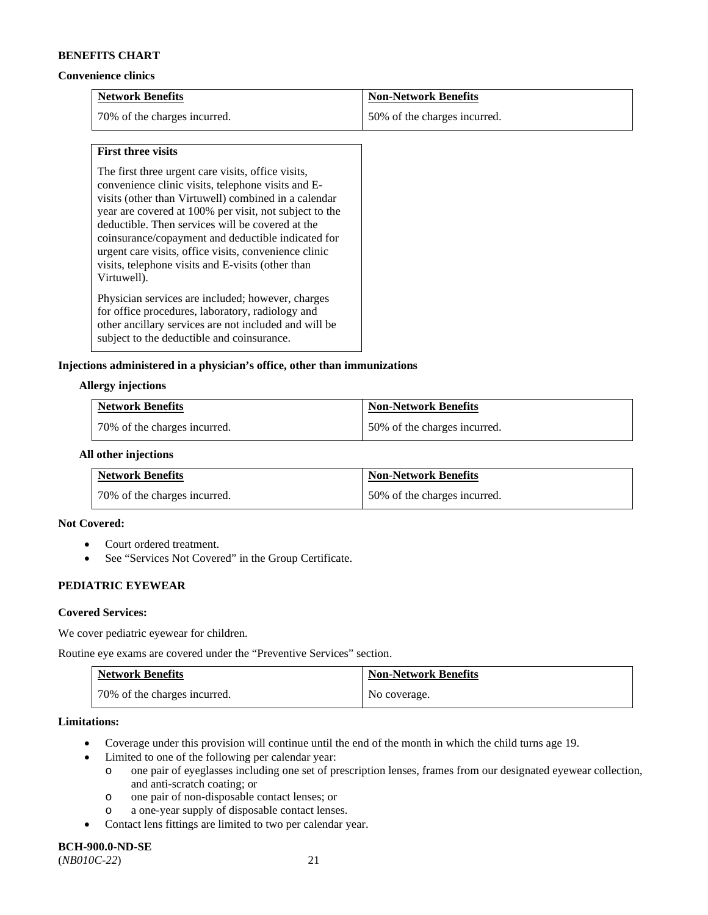**BENEFITS CHART**

**Convenience clinics**

| Network Benefits | Non-Network Benefits |
|---|---|
| 70% of the charges incurred. | 50% of the charges incurred. |

| **First three visits** |
|---|
| The first three urgent care visits, office visits, convenience clinic visits, telephone visits and E-visits (other than Virtuwell) combined in a calendar year are covered at 100% per visit, not subject to the deductible. Then services will be covered at the coinsurance/copayment and deductible indicated for urgent care visits, office visits, convenience clinic visits, telephone visits and E-visits (other than Virtuwell). <br><br> Physician services are included; however, charges for office procedures, laboratory, radiology and other ancillary services are not included and will be subject to the deductible and coinsurance. |

**Injections administered in a physician's office, other than immunizations**

**Allergy injections**

| Network Benefits | Non-Network Benefits |
|---|---|
| 70% of the charges incurred. | 50% of the charges incurred. |

**All other injections**

| Network Benefits | Non-Network Benefits |
|---|---|
| 70% of the charges incurred. | 50% of the charges incurred. |

**Not Covered:**

- Court ordered treatment.
- See "Services Not Covered" in the Group Certificate.

**PEDIATRIC EYEWEAR**

**Covered Services:**

We cover pediatric eyewear for children.

Routine eye exams are covered under the "Preventive Services" section.

| Network Benefits | Non-Network Benefits |
|---|---|
| 70% of the charges incurred. | No coverage. |

**Limitations:**

- Coverage under this provision will continue until the end of the month in which the child turns age 19.
- Limited to one of the following per calendar year:
  - one pair of eyeglasses including one set of prescription lenses, frames from our designated eyewear collection, and anti-scratch coating; or
  - one pair of non-disposable contact lenses; or
  - a one-year supply of disposable contact lenses.
- Contact lens fittings are limited to two per calendar year.

**BCH-900.0-ND-SE**
(*NB010C-22*)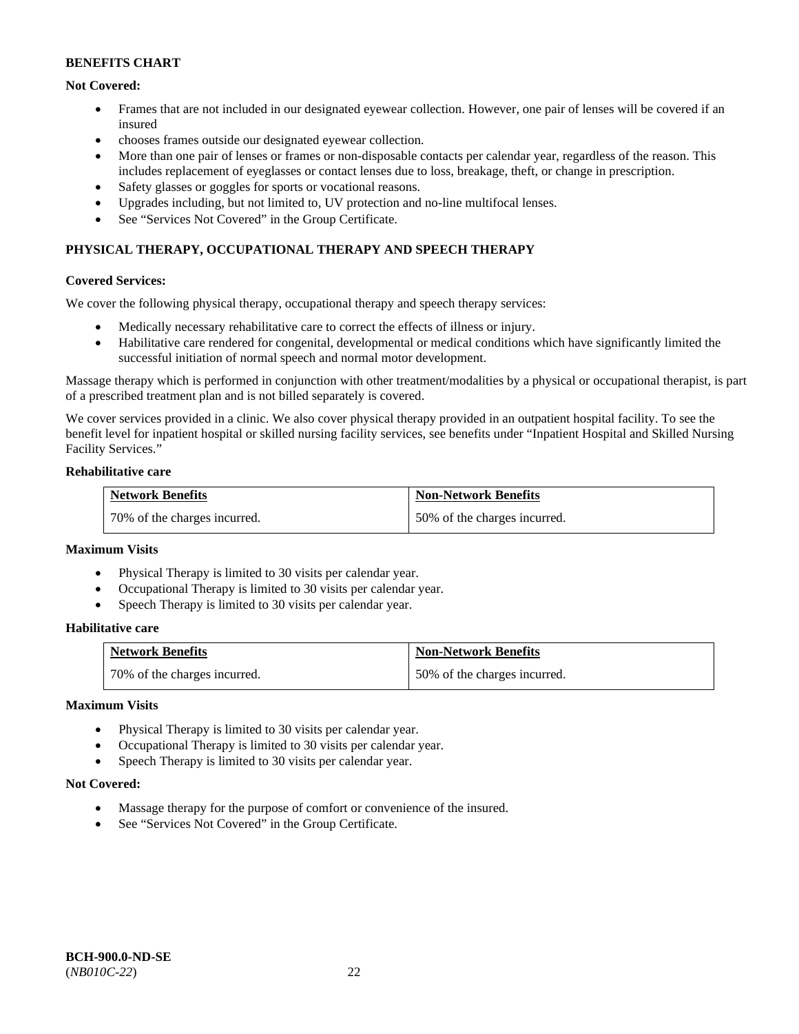**BENEFITS CHART**

**Not Covered:**

- Frames that are not included in our designated eyewear collection. However, one pair of lenses will be covered if an insured
- chooses frames outside our designated eyewear collection.
- More than one pair of lenses or frames or non-disposable contacts per calendar year, regardless of the reason. This includes replacement of eyeglasses or contact lenses due to loss, breakage, theft, or change in prescription.
- Safety glasses or goggles for sports or vocational reasons.
- Upgrades including, but not limited to, UV protection and no-line multifocal lenses.
- See "Services Not Covered" in the Group Certificate.

## PHYSICAL THERAPY, OCCUPATIONAL THERAPY AND SPEECH THERAPY

**Covered Services:**

We cover the following physical therapy, occupational therapy and speech therapy services:

- Medically necessary rehabilitative care to correct the effects of illness or injury.
- Habilitative care rendered for congenital, developmental or medical conditions which have significantly limited the successful initiation of normal speech and normal motor development.

Massage therapy which is performed in conjunction with other treatment/modalities by a physical or occupational therapist, is part of a prescribed treatment plan and is not billed separately is covered.

We cover services provided in a clinic. We also cover physical therapy provided in an outpatient hospital facility. To see the benefit level for inpatient hospital or skilled nursing facility services, see benefits under "Inpatient Hospital and Skilled Nursing Facility Services."

**Rehabilitative care**

| Network Benefits | Non-Network Benefits |
|---|---|
| 70% of the charges incurred. | 50% of the charges incurred. |

**Maximum Visits**

- Physical Therapy is limited to 30 visits per calendar year.
- Occupational Therapy is limited to 30 visits per calendar year.
- Speech Therapy is limited to 30 visits per calendar year.

**Habilitative care**

| Network Benefits | Non-Network Benefits |
|---|---|
| 70% of the charges incurred. | 50% of the charges incurred. |

**Maximum Visits**

- Physical Therapy is limited to 30 visits per calendar year.
- Occupational Therapy is limited to 30 visits per calendar year.
- Speech Therapy is limited to 30 visits per calendar year.

**Not Covered:**

- Massage therapy for the purpose of comfort or convenience of the insured.
- See "Services Not Covered" in the Group Certificate.

**BCH-900.0-ND-SE**
(*NB010C-22*)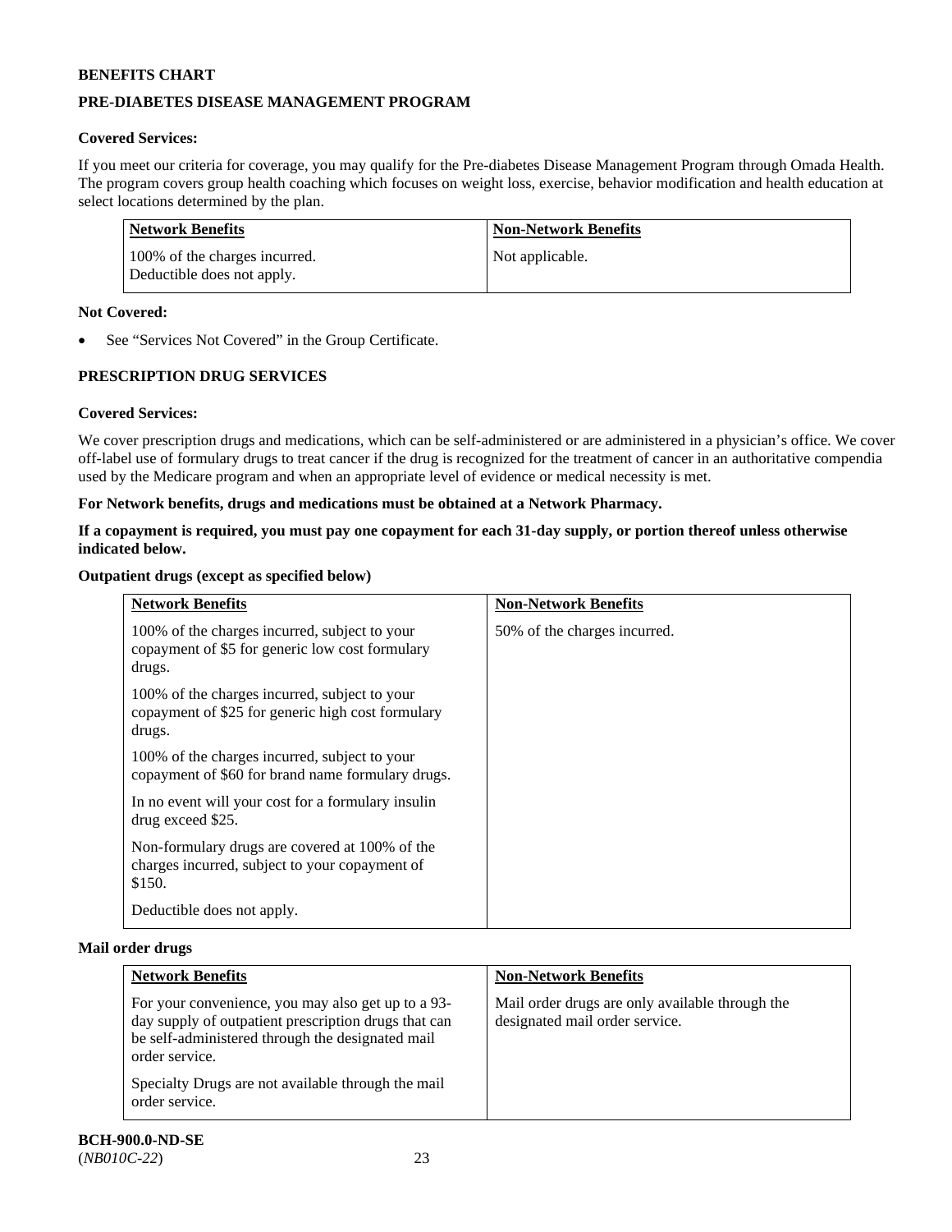**BENEFITS CHART**

**PRE-DIABETES DISEASE MANAGEMENT PROGRAM**

**Covered Services:**

If you meet our criteria for coverage, you may qualify for the Pre-diabetes Disease Management Program through Omada Health. The program covers group health coaching which focuses on weight loss, exercise, behavior modification and health education at select locations determined by the plan.

| Network Benefits | Non-Network Benefits |
|---|---|
| 100% of the charges incurred.<br>Deductible does not apply. | Not applicable. |

**Not Covered:**

- See "Services Not Covered" in the Group Certificate.

**PRESCRIPTION DRUG SERVICES**

**Covered Services:**

We cover prescription drugs and medications, which can be self-administered or are administered in a physician's office. We cover off-label use of formulary drugs to treat cancer if the drug is recognized for the treatment of cancer in an authoritative compendia used by the Medicare program and when an appropriate level of evidence or medical necessity is met.

**For Network benefits, drugs and medications must be obtained at a Network Pharmacy.**

**If a copayment is required, you must pay one copayment for each 31-day supply, or portion thereof unless otherwise indicated below.**

**Outpatient drugs (except as specified below)**

| Network Benefits | Non-Network Benefits |
|---|---|
| 100% of the charges incurred, subject to your copayment of $5 for generic low cost formulary drugs.<br><br>100% of the charges incurred, subject to your copayment of $25 for generic high cost formulary drugs.<br><br>100% of the charges incurred, subject to your copayment of $60 for brand name formulary drugs.<br><br>In no event will your cost for a formulary insulin drug exceed $25.<br><br>Non-formulary drugs are covered at 100% of the charges incurred, subject to your copayment of $150.<br><br>Deductible does not apply. | 50% of the charges incurred. |

**Mail order drugs**

| Network Benefits | Non-Network Benefits |
|---|---|
| For your convenience, you may also get up to a 93-day supply of outpatient prescription drugs that can be self-administered through the designated mail order service.<br><br>Specialty Drugs are not available through the mail order service. | Mail order drugs are only available through the designated mail order service. |

**BCH-900.0-ND-SE**
(*NB010C-22*)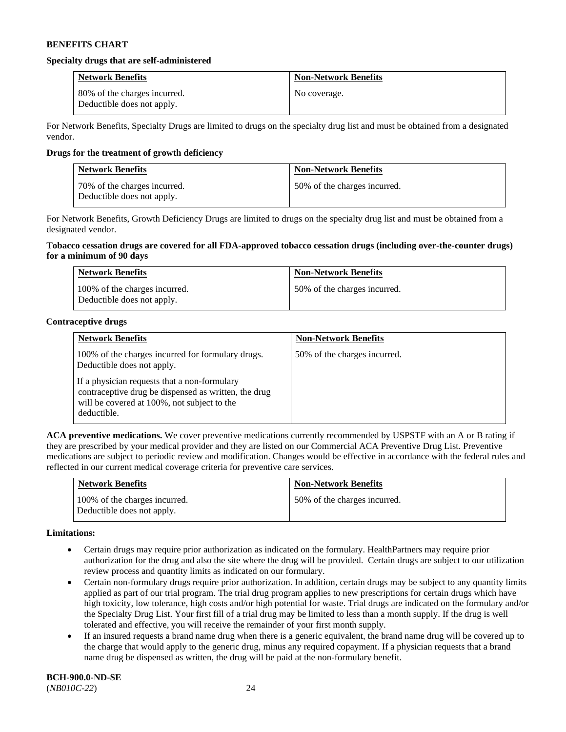**BENEFITS CHART**

**Specialty drugs that are self-administered**

| Network Benefits | Non-Network Benefits |
| --- | --- |
| 80% of the charges incurred. Deductible does not apply. | No coverage. |

For Network Benefits, Specialty Drugs are limited to drugs on the specialty drug list and must be obtained from a designated vendor.

**Drugs for the treatment of growth deficiency**

| Network Benefits | Non-Network Benefits |
| --- | --- |
| 70% of the charges incurred. Deductible does not apply. | 50% of the charges incurred. |

For Network Benefits, Growth Deficiency Drugs are limited to drugs on the specialty drug list and must be obtained from a designated vendor.

**Tobacco cessation drugs are covered for all FDA-approved tobacco cessation drugs (including over-the-counter drugs) for a minimum of 90 days**

| Network Benefits | Non-Network Benefits |
| --- | --- |
| 100% of the charges incurred. Deductible does not apply. | 50% of the charges incurred. |

**Contraceptive drugs**

| Network Benefits | Non-Network Benefits |
| --- | --- |
| 100% of the charges incurred for formulary drugs. Deductible does not apply.<br><br>If a physician requests that a non-formulary contraceptive drug be dispensed as written, the drug will be covered at 100%, not subject to the deductible. | 50% of the charges incurred. |

**ACA preventive medications.** We cover preventive medications currently recommended by USPSTF with an A or B rating if they are prescribed by your medical provider and they are listed on our Commercial ACA Preventive Drug List. Preventive medications are subject to periodic review and modification. Changes would be effective in accordance with the federal rules and reflected in our current medical coverage criteria for preventive care services.

| Network Benefits | Non-Network Benefits |
| --- | --- |
| 100% of the charges incurred. Deductible does not apply. | 50% of the charges incurred. |

**Limitations:**

- Certain drugs may require prior authorization as indicated on the formulary. HealthPartners may require prior authorization for the drug and also the site where the drug will be provided. Certain drugs are subject to our utilization review process and quantity limits as indicated on our formulary.
- Certain non-formulary drugs require prior authorization. In addition, certain drugs may be subject to any quantity limits applied as part of our trial program. The trial drug program applies to new prescriptions for certain drugs which have high toxicity, low tolerance, high costs and/or high potential for waste. Trial drugs are indicated on the formulary and/or the Specialty Drug List. Your first fill of a trial drug may be limited to less than a month supply. If the drug is well tolerated and effective, you will receive the remainder of your first month supply.
- If an insured requests a brand name drug when there is a generic equivalent, the brand name drug will be covered up to the charge that would apply to the generic drug, minus any required copayment. If a physician requests that a brand name drug be dispensed as written, the drug will be paid at the non-formulary benefit.

**BCH-900.0-ND-SE**
(*NB010C-22*)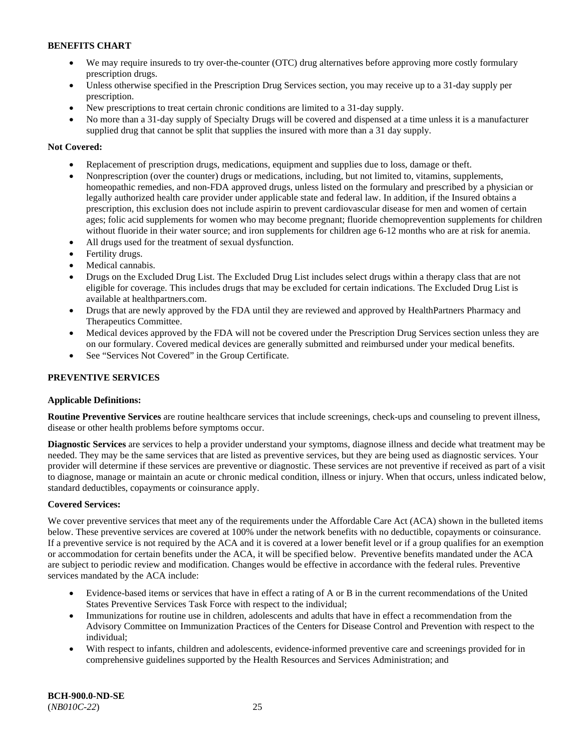**BENEFITS CHART**

- We may require insureds to try over-the-counter (OTC) drug alternatives before approving more costly formulary prescription drugs.
- Unless otherwise specified in the Prescription Drug Services section, you may receive up to a 31-day supply per prescription.
- New prescriptions to treat certain chronic conditions are limited to a 31-day supply.
- No more than a 31-day supply of Specialty Drugs will be covered and dispensed at a time unless it is a manufacturer supplied drug that cannot be split that supplies the insured with more than a 31 day supply.

**Not Covered:**

- Replacement of prescription drugs, medications, equipment and supplies due to loss, damage or theft.
- Nonprescription (over the counter) drugs or medications, including, but not limited to, vitamins, supplements, homeopathic remedies, and non-FDA approved drugs, unless listed on the formulary and prescribed by a physician or legally authorized health care provider under applicable state and federal law. In addition, if the Insured obtains a prescription, this exclusion does not include aspirin to prevent cardiovascular disease for men and women of certain ages; folic acid supplements for women who may become pregnant; fluoride chemoprevention supplements for children without fluoride in their water source; and iron supplements for children age 6-12 months who are at risk for anemia.
- All drugs used for the treatment of sexual dysfunction.
- Fertility drugs.
- Medical cannabis.
- Drugs on the Excluded Drug List. The Excluded Drug List includes select drugs within a therapy class that are not eligible for coverage. This includes drugs that may be excluded for certain indications. The Excluded Drug List is available at healthpartners.com.
- Drugs that are newly approved by the FDA until they are reviewed and approved by HealthPartners Pharmacy and Therapeutics Committee.
- Medical devices approved by the FDA will not be covered under the Prescription Drug Services section unless they are on our formulary. Covered medical devices are generally submitted and reimbursed under your medical benefits.
- See "Services Not Covered" in the Group Certificate.

**PREVENTIVE SERVICES**

**Applicable Definitions:**

**Routine Preventive Services** are routine healthcare services that include screenings, check-ups and counseling to prevent illness, disease or other health problems before symptoms occur.

**Diagnostic Services** are services to help a provider understand your symptoms, diagnose illness and decide what treatment may be needed. They may be the same services that are listed as preventive services, but they are being used as diagnostic services. Your provider will determine if these services are preventive or diagnostic. These services are not preventive if received as part of a visit to diagnose, manage or maintain an acute or chronic medical condition, illness or injury. When that occurs, unless indicated below, standard deductibles, copayments or coinsurance apply.

**Covered Services:**

We cover preventive services that meet any of the requirements under the Affordable Care Act (ACA) shown in the bulleted items below. These preventive services are covered at 100% under the network benefits with no deductible, copayments or coinsurance. If a preventive service is not required by the ACA and it is covered at a lower benefit level or if a group qualifies for an exemption or accommodation for certain benefits under the ACA, it will be specified below. Preventive benefits mandated under the ACA are subject to periodic review and modification. Changes would be effective in accordance with the federal rules. Preventive services mandated by the ACA include:

- Evidence-based items or services that have in effect a rating of A or B in the current recommendations of the United States Preventive Services Task Force with respect to the individual;
- Immunizations for routine use in children, adolescents and adults that have in effect a recommendation from the Advisory Committee on Immunization Practices of the Centers for Disease Control and Prevention with respect to the individual;
- With respect to infants, children and adolescents, evidence-informed preventive care and screenings provided for in comprehensive guidelines supported by the Health Resources and Services Administration; and

**BCH-900.0-ND-SE**
(*NB010C-22*)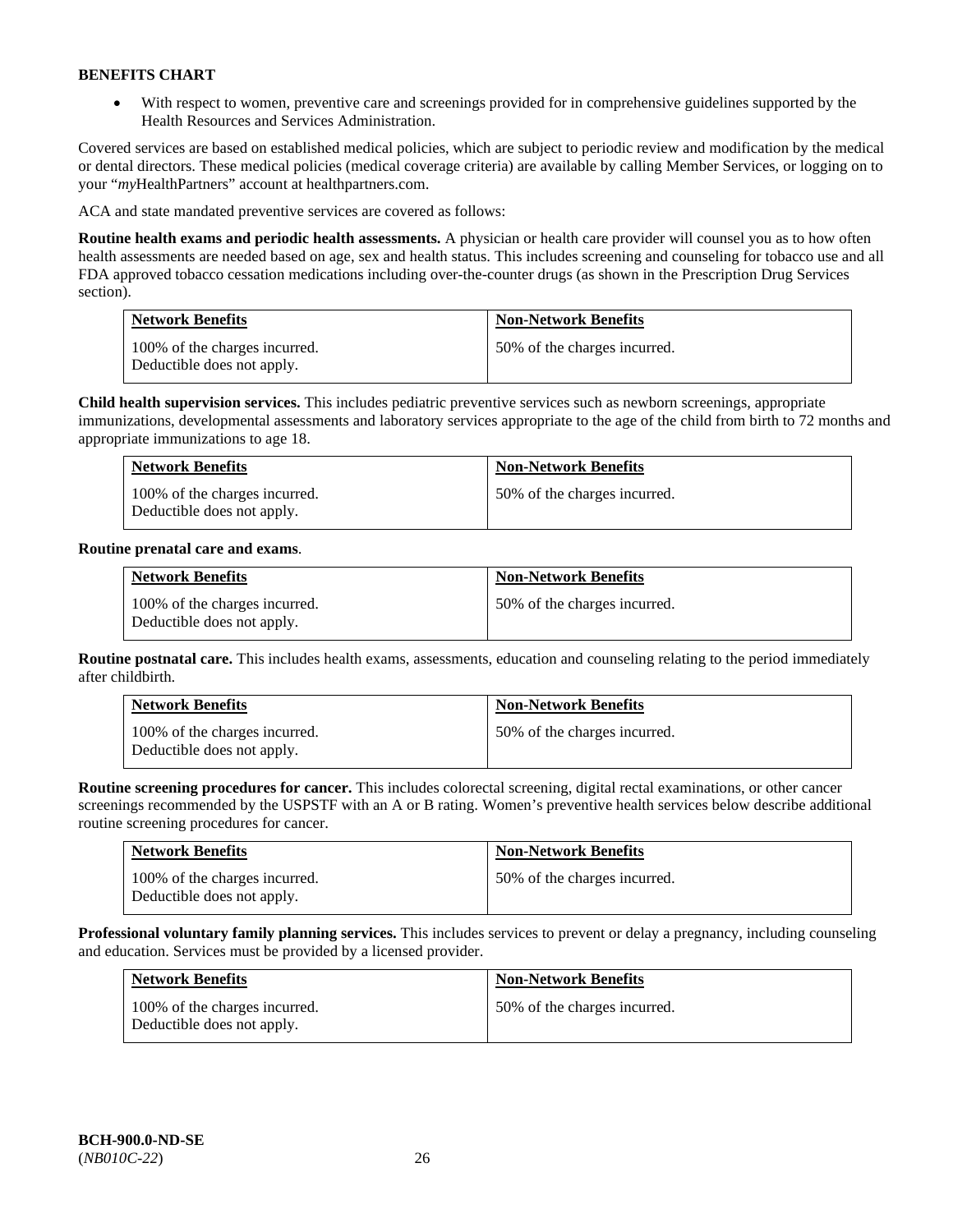**BENEFITS CHART**

- With respect to women, preventive care and screenings provided for in comprehensive guidelines supported by the Health Resources and Services Administration.

Covered services are based on established medical policies, which are subject to periodic review and modification by the medical or dental directors. These medical policies (medical coverage criteria) are available by calling Member Services, or logging on to your "*my*HealthPartners" account at healthpartners.com.

ACA and state mandated preventive services are covered as follows:

**Routine health exams and periodic health assessments.** A physician or health care provider will counsel you as to how often health assessments are needed based on age, sex and health status. This includes screening and counseling for tobacco use and all FDA approved tobacco cessation medications including over-the-counter drugs (as shown in the Prescription Drug Services section).

| Network Benefits | Non-Network Benefits |
|---|---|
| 100% of the charges incurred. Deductible does not apply. | 50% of the charges incurred. |

**Child health supervision services.** This includes pediatric preventive services such as newborn screenings, appropriate immunizations, developmental assessments and laboratory services appropriate to the age of the child from birth to 72 months and appropriate immunizations to age 18.

| Network Benefits | Non-Network Benefits |
|---|---|
| 100% of the charges incurred. Deductible does not apply. | 50% of the charges incurred. |

**Routine prenatal care and exams**.

| Network Benefits | Non-Network Benefits |
|---|---|
| 100% of the charges incurred. Deductible does not apply. | 50% of the charges incurred. |

**Routine postnatal care.** This includes health exams, assessments, education and counseling relating to the period immediately after childbirth.

| Network Benefits | Non-Network Benefits |
|---|---|
| 100% of the charges incurred. Deductible does not apply. | 50% of the charges incurred. |

**Routine screening procedures for cancer.** This includes colorectal screening, digital rectal examinations, or other cancer screenings recommended by the USPSTF with an A or B rating. Women's preventive health services below describe additional routine screening procedures for cancer.

| Network Benefits | Non-Network Benefits |
|---|---|
| 100% of the charges incurred. Deductible does not apply. | 50% of the charges incurred. |

**Professional voluntary family planning services.** This includes services to prevent or delay a pregnancy, including counseling and education. Services must be provided by a licensed provider.

| Network Benefits | Non-Network Benefits |
|---|---|
| 100% of the charges incurred. Deductible does not apply. | 50% of the charges incurred. |

**BCH-900.0-ND-SE**
(*NB010C-22*)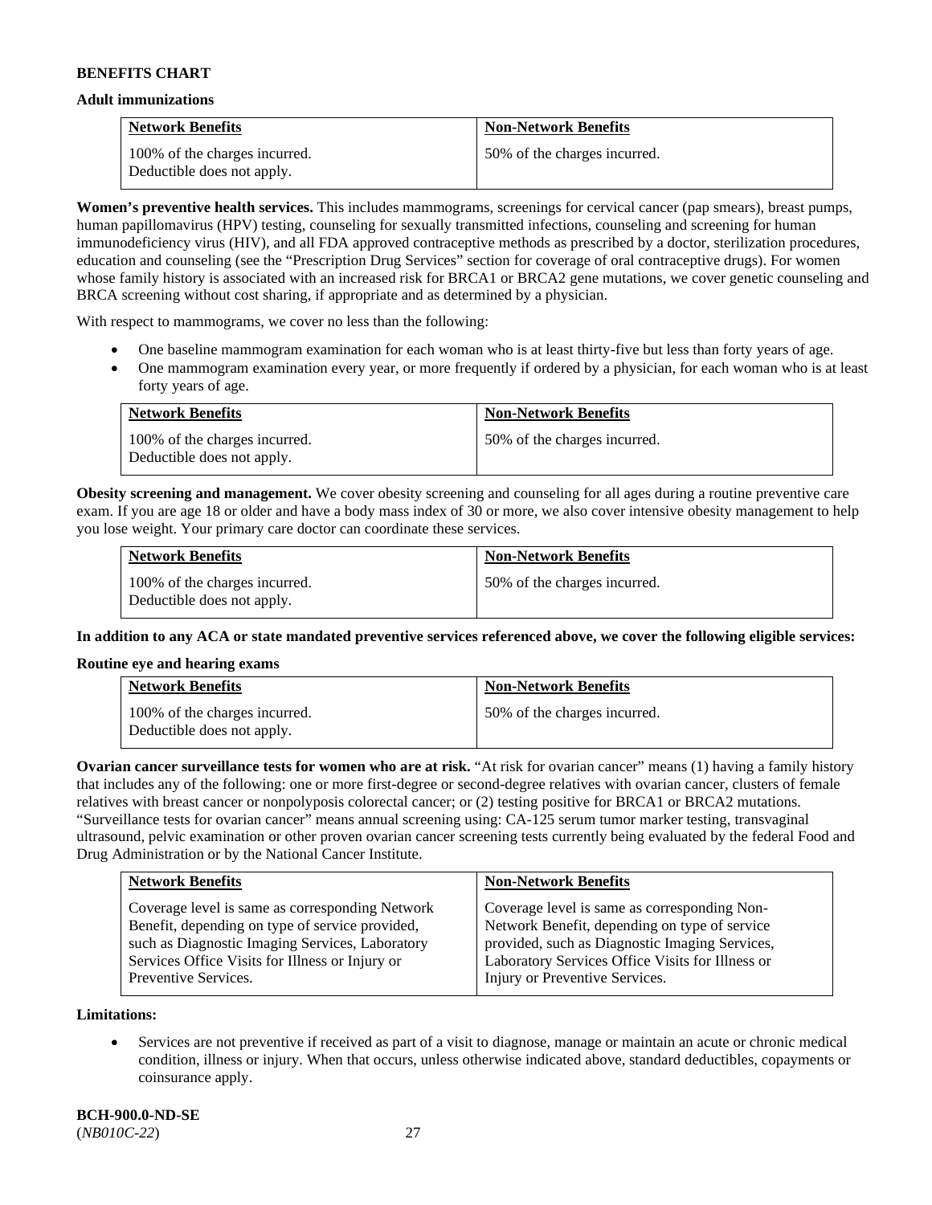**BENEFITS CHART**

**Adult immunizations**

| Network Benefits | Non-Network Benefits |
|---|---|
| 100% of the charges incurred. Deductible does not apply. | 50% of the charges incurred. |

**Women's preventive health services.** This includes mammograms, screenings for cervical cancer (pap smears), breast pumps, human papillomavirus (HPV) testing, counseling for sexually transmitted infections, counseling and screening for human immunodeficiency virus (HIV), and all FDA approved contraceptive methods as prescribed by a doctor, sterilization procedures, education and counseling (see the "Prescription Drug Services" section for coverage of oral contraceptive drugs). For women whose family history is associated with an increased risk for BRCA1 or BRCA2 gene mutations, we cover genetic counseling and BRCA screening without cost sharing, if appropriate and as determined by a physician.

With respect to mammograms, we cover no less than the following:

- One baseline mammogram examination for each woman who is at least thirty-five but less than forty years of age.
- One mammogram examination every year, or more frequently if ordered by a physician, for each woman who is at least forty years of age.

| Network Benefits | Non-Network Benefits |
|---|---|
| 100% of the charges incurred. Deductible does not apply. | 50% of the charges incurred. |

**Obesity screening and management.** We cover obesity screening and counseling for all ages during a routine preventive care exam. If you are age 18 or older and have a body mass index of 30 or more, we also cover intensive obesity management to help you lose weight. Your primary care doctor can coordinate these services.

| Network Benefits | Non-Network Benefits |
|---|---|
| 100% of the charges incurred. Deductible does not apply. | 50% of the charges incurred. |

**In addition to any ACA or state mandated preventive services referenced above, we cover the following eligible services:**

**Routine eye and hearing exams**

| Network Benefits | Non-Network Benefits |
|---|---|
| 100% of the charges incurred. Deductible does not apply. | 50% of the charges incurred. |

**Ovarian cancer surveillance tests for women who are at risk.** "At risk for ovarian cancer" means (1) having a family history that includes any of the following: one or more first-degree or second-degree relatives with ovarian cancer, clusters of female relatives with breast cancer or nonpolyposis colorectal cancer; or (2) testing positive for BRCA1 or BRCA2 mutations. "Surveillance tests for ovarian cancer" means annual screening using: CA-125 serum tumor marker testing, transvaginal ultrasound, pelvic examination or other proven ovarian cancer screening tests currently being evaluated by the federal Food and Drug Administration or by the National Cancer Institute.

| Network Benefits | Non-Network Benefits |
|---|---|
| Coverage level is same as corresponding Network Benefit, depending on type of service provided, such as Diagnostic Imaging Services, Laboratory Services Office Visits for Illness or Injury or Preventive Services. | Coverage level is same as corresponding Non-Network Benefit, depending on type of service provided, such as Diagnostic Imaging Services, Laboratory Services Office Visits for Illness or Injury or Preventive Services. |

**Limitations:**

- Services are not preventive if received as part of a visit to diagnose, manage or maintain an acute or chronic medical condition, illness or injury. When that occurs, unless otherwise indicated above, standard deductibles, copayments or coinsurance apply.

**BCH-900.0-ND-SE**
(*NB010C-22*)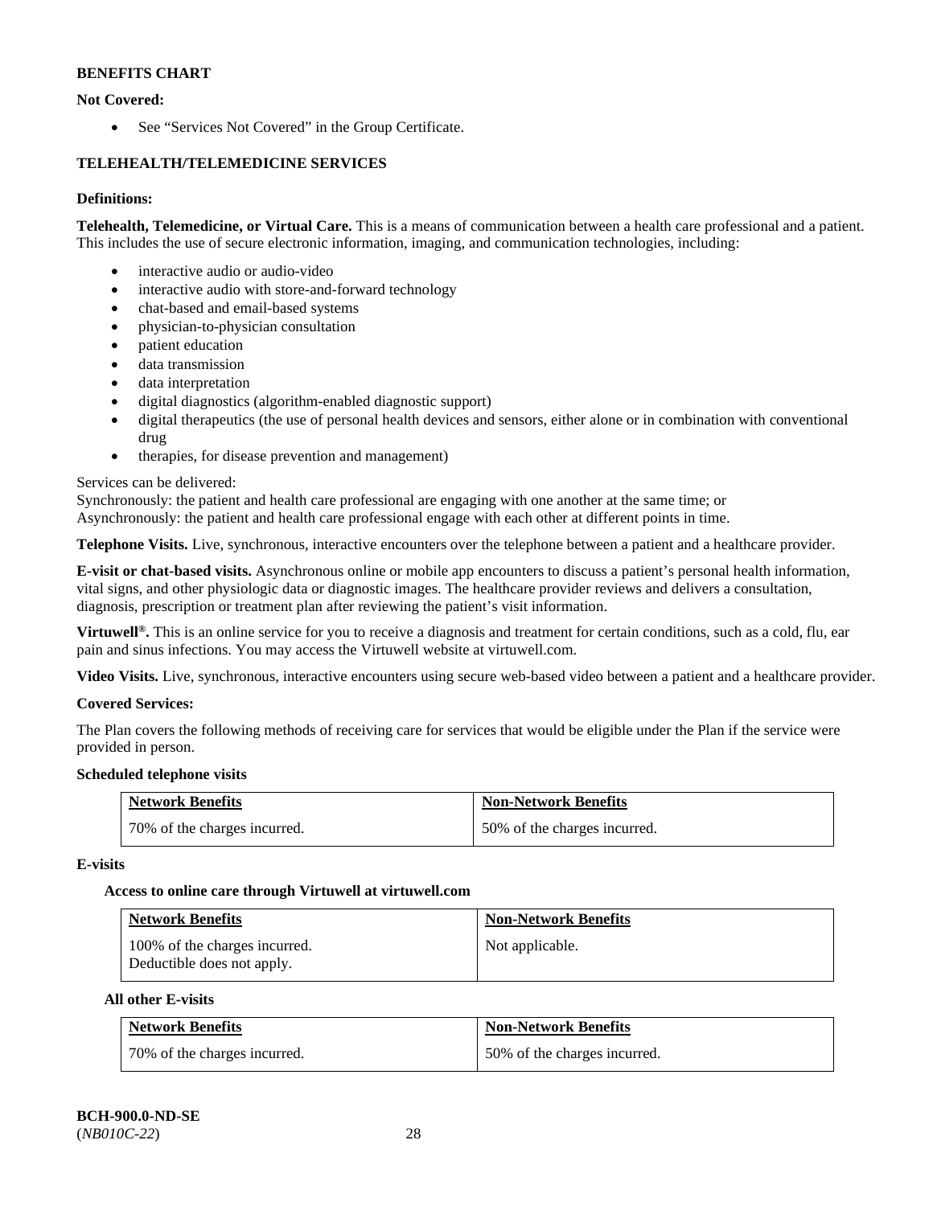**BENEFITS CHART**

**Not Covered:**

- See "Services Not Covered" in the Group Certificate.

**TELEHEALTH/TELEMEDICINE SERVICES**

**Definitions:**

**Telehealth, Telemedicine, or Virtual Care.** This is a means of communication between a health care professional and a patient. This includes the use of secure electronic information, imaging, and communication technologies, including:

- interactive audio or audio-video
- interactive audio with store-and-forward technology
- chat-based and email-based systems
- physician-to-physician consultation
- patient education
- data transmission
- data interpretation
- digital diagnostics (algorithm-enabled diagnostic support)
- digital therapeutics (the use of personal health devices and sensors, either alone or in combination with conventional drug
- therapies, for disease prevention and management)

Services can be delivered:
Synchronously: the patient and health care professional are engaging with one another at the same time; or
Asynchronously: the patient and health care professional engage with each other at different points in time.

**Telephone Visits.** Live, synchronous, interactive encounters over the telephone between a patient and a healthcare provider.

**E-visit or chat-based visits.** Asynchronous online or mobile app encounters to discuss a patient's personal health information, vital signs, and other physiologic data or diagnostic images. The healthcare provider reviews and delivers a consultation, diagnosis, prescription or treatment plan after reviewing the patient's visit information.

**Virtuwell®.** This is an online service for you to receive a diagnosis and treatment for certain conditions, such as a cold, flu, ear pain and sinus infections. You may access the Virtuwell website at virtuwell.com.

**Video Visits.** Live, synchronous, interactive encounters using secure web-based video between a patient and a healthcare provider.

**Covered Services:**

The Plan covers the following methods of receiving care for services that would be eligible under the Plan if the service were provided in person.

**Scheduled telephone visits**

| Network Benefits | Non-Network Benefits |
|---|---|
| 70% of the charges incurred. | 50% of the charges incurred. |

**E-visits**

**Access to online care through Virtuwell at virtuwell.com**

| Network Benefits | Non-Network Benefits |
|---|---|
| 100% of the charges incurred.<br>Deductible does not apply. | Not applicable. |

**All other E-visits**

| Network Benefits | Non-Network Benefits |
|---|---|
| 70% of the charges incurred. | 50% of the charges incurred. |

**BCH-900.0-ND-SE**
(*NB010C-22*)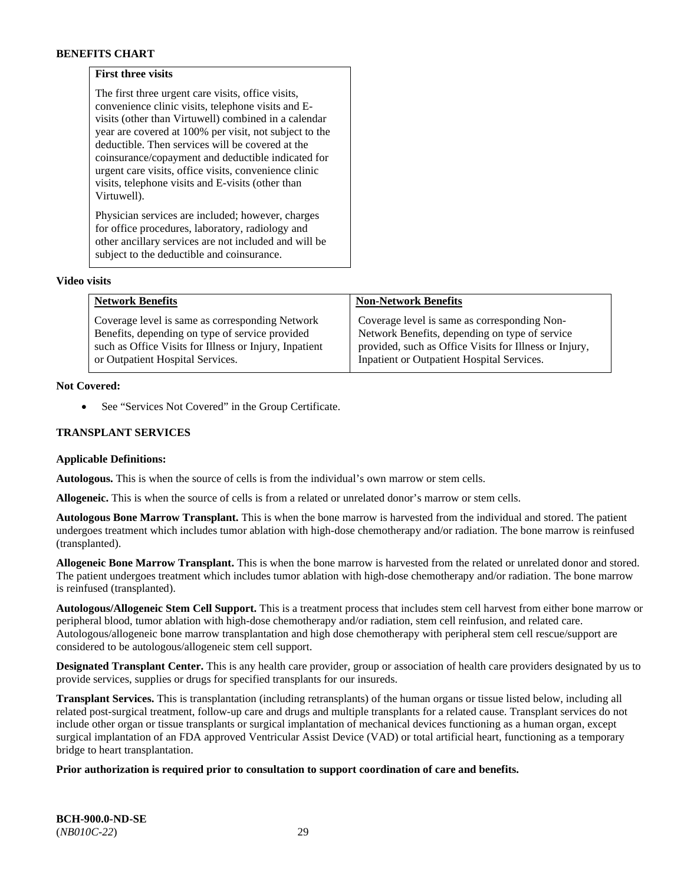**First three visits**

The first three urgent care visits, office visits, convenience clinic visits, telephone visits and E-visits (other than Virtuwell) combined in a calendar year are covered at 100% per visit, not subject to the deductible. Then services will be covered at the coinsurance/copayment and deductible indicated for urgent care visits, office visits, convenience clinic visits, telephone visits and E-visits (other than Virtuwell).

Physician services are included; however, charges for office procedures, laboratory, radiology and other ancillary services are not included and will be subject to the deductible and coinsurance.

**Video visits**

| Network Benefits | Non-Network Benefits |
| --- | --- |
| Coverage level is same as corresponding Network Benefits, depending on type of service provided such as Office Visits for Illness or Injury, Inpatient or Outpatient Hospital Services. | Coverage level is same as corresponding Non-Network Benefits, depending on type of service provided, such as Office Visits for Illness or Injury, Inpatient or Outpatient Hospital Services. |

**Not Covered:**

- See "Services Not Covered" in the Group Certificate.

## TRANSPLANT SERVICES

**Applicable Definitions:**

**Autologous.** This is when the source of cells is from the individual's own marrow or stem cells.

**Allogeneic.** This is when the source of cells is from a related or unrelated donor's marrow or stem cells.

**Autologous Bone Marrow Transplant.** This is when the bone marrow is harvested from the individual and stored. The patient undergoes treatment which includes tumor ablation with high-dose chemotherapy and/or radiation. The bone marrow is reinfused (transplanted).

**Allogeneic Bone Marrow Transplant.** This is when the bone marrow is harvested from the related or unrelated donor and stored. The patient undergoes treatment which includes tumor ablation with high-dose chemotherapy and/or radiation. The bone marrow is reinfused (transplanted).

**Autologous/Allogeneic Stem Cell Support.** This is a treatment process that includes stem cell harvest from either bone marrow or peripheral blood, tumor ablation with high-dose chemotherapy and/or radiation, stem cell reinfusion, and related care. Autologous/allogeneic bone marrow transplantation and high dose chemotherapy with peripheral stem cell rescue/support are considered to be autologous/allogeneic stem cell support.

**Designated Transplant Center.** This is any health care provider, group or association of health care providers designated by us to provide services, supplies or drugs for specified transplants for our insureds.

**Transplant Services.** This is transplantation (including retransplants) of the human organs or tissue listed below, including all related post-surgical treatment, follow-up care and drugs and multiple transplants for a related cause. Transplant services do not include other organ or tissue transplants or surgical implantation of mechanical devices functioning as a human organ, except surgical implantation of an FDA approved Ventricular Assist Device (VAD) or total artificial heart, functioning as a temporary bridge to heart transplantation.

**Prior authorization is required prior to consultation to support coordination of care and benefits.**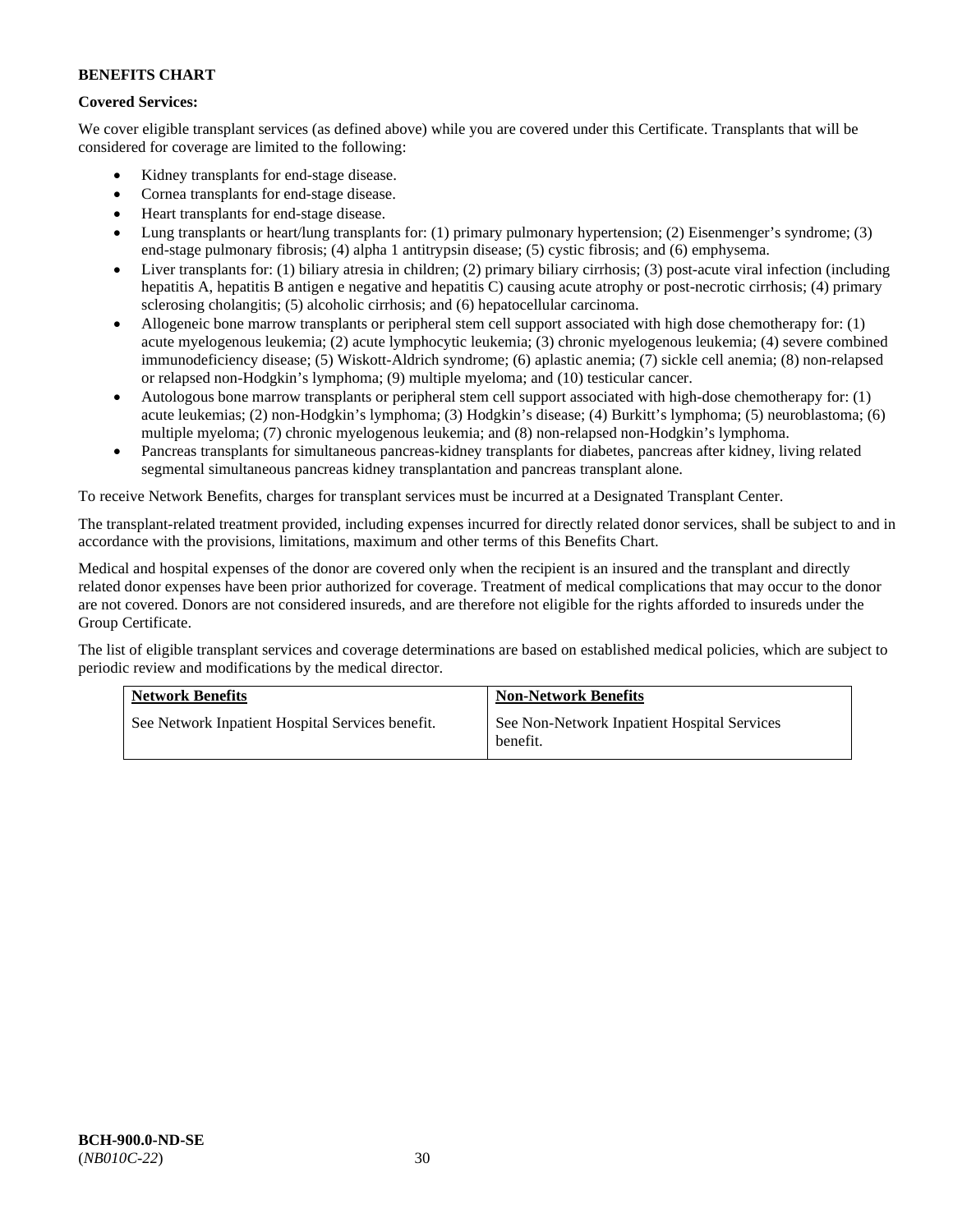**BENEFITS CHART**

**Covered Services:**

We cover eligible transplant services (as defined above) while you are covered under this Certificate. Transplants that will be considered for coverage are limited to the following:

- Kidney transplants for end-stage disease.
- Cornea transplants for end-stage disease.
- Heart transplants for end-stage disease.
- Lung transplants or heart/lung transplants for: (1) primary pulmonary hypertension; (2) Eisenmenger's syndrome; (3) end-stage pulmonary fibrosis; (4) alpha 1 antitrypsin disease; (5) cystic fibrosis; and (6) emphysema.
- Liver transplants for: (1) biliary atresia in children; (2) primary biliary cirrhosis; (3) post-acute viral infection (including hepatitis A, hepatitis B antigen e negative and hepatitis C) causing acute atrophy or post-necrotic cirrhosis; (4) primary sclerosing cholangitis; (5) alcoholic cirrhosis; and (6) hepatocellular carcinoma.
- Allogeneic bone marrow transplants or peripheral stem cell support associated with high dose chemotherapy for: (1) acute myelogenous leukemia; (2) acute lymphocytic leukemia; (3) chronic myelogenous leukemia; (4) severe combined immunodeficiency disease; (5) Wiskott-Aldrich syndrome; (6) aplastic anemia; (7) sickle cell anemia; (8) non-relapsed or relapsed non-Hodgkin's lymphoma; (9) multiple myeloma; and (10) testicular cancer.
- Autologous bone marrow transplants or peripheral stem cell support associated with high-dose chemotherapy for: (1) acute leukemias; (2) non-Hodgkin's lymphoma; (3) Hodgkin's disease; (4) Burkitt's lymphoma; (5) neuroblastoma; (6) multiple myeloma; (7) chronic myelogenous leukemia; and (8) non-relapsed non-Hodgkin's lymphoma.
- Pancreas transplants for simultaneous pancreas-kidney transplants for diabetes, pancreas after kidney, living related segmental simultaneous pancreas kidney transplantation and pancreas transplant alone.

To receive Network Benefits, charges for transplant services must be incurred at a Designated Transplant Center.

The transplant-related treatment provided, including expenses incurred for directly related donor services, shall be subject to and in accordance with the provisions, limitations, maximum and other terms of this Benefits Chart.

Medical and hospital expenses of the donor are covered only when the recipient is an insured and the transplant and directly related donor expenses have been prior authorized for coverage. Treatment of medical complications that may occur to the donor are not covered. Donors are not considered insureds, and are therefore not eligible for the rights afforded to insureds under the Group Certificate.

The list of eligible transplant services and coverage determinations are based on established medical policies, which are subject to periodic review and modifications by the medical director.

| Network Benefits | Non-Network Benefits |
|---|---|
| See Network Inpatient Hospital Services benefit. | See Non-Network Inpatient Hospital Services benefit. |

**BCH-900.0-ND-SE**
(*NB010C-22*)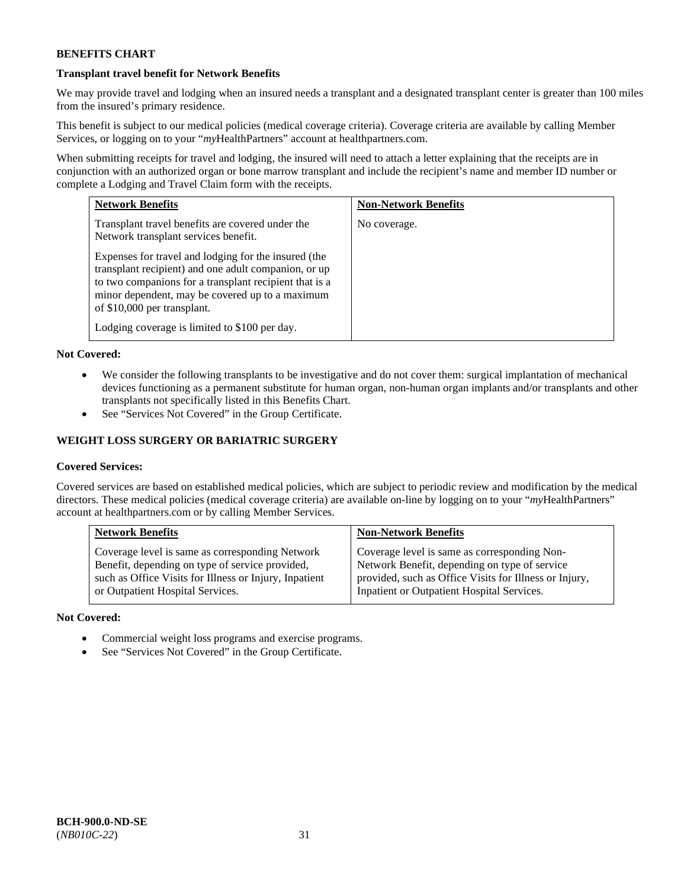**BENEFITS CHART**

**Transplant travel benefit for Network Benefits**

We may provide travel and lodging when an insured needs a transplant and a designated transplant center is greater than 100 miles from the insured's primary residence.

This benefit is subject to our medical policies (medical coverage criteria). Coverage criteria are available by calling Member Services, or logging on to your "*my*HealthPartners" account at healthpartners.com.

When submitting receipts for travel and lodging, the insured will need to attach a letter explaining that the receipts are in conjunction with an authorized organ or bone marrow transplant and include the recipient's name and member ID number or complete a Lodging and Travel Claim form with the receipts.

| Network Benefits | Non-Network Benefits |
|---|---|
| Transplant travel benefits are covered under the Network transplant services benefit.<br><br>Expenses for travel and lodging for the insured (the transplant recipient) and one adult companion, or up to two companions for a transplant recipient that is a minor dependent, may be covered up to a maximum of $10,000 per transplant.<br><br>Lodging coverage is limited to $100 per day. | No coverage. |

**Not Covered:**

- We consider the following transplants to be investigative and do not cover them: surgical implantation of mechanical devices functioning as a permanent substitute for human organ, non-human organ implants and/or transplants and other transplants not specifically listed in this Benefits Chart.
- See "Services Not Covered" in the Group Certificate.

**WEIGHT LOSS SURGERY OR BARIATRIC SURGERY**

**Covered Services:**

Covered services are based on established medical policies, which are subject to periodic review and modification by the medical directors. These medical policies (medical coverage criteria) are available on-line by logging on to your "*my*HealthPartners" account at healthpartners.com or by calling Member Services.

| Network Benefits | Non-Network Benefits |
|---|---|
| Coverage level is same as corresponding Network Benefit, depending on type of service provided, such as Office Visits for Illness or Injury, Inpatient or Outpatient Hospital Services. | Coverage level is same as corresponding Non-Network Benefit, depending on type of service provided, such as Office Visits for Illness or Injury, Inpatient or Outpatient Hospital Services. |

**Not Covered:**

- Commercial weight loss programs and exercise programs.
- See "Services Not Covered" in the Group Certificate.

**BCH-900.0-ND-SE**
(*NB010C-22*)